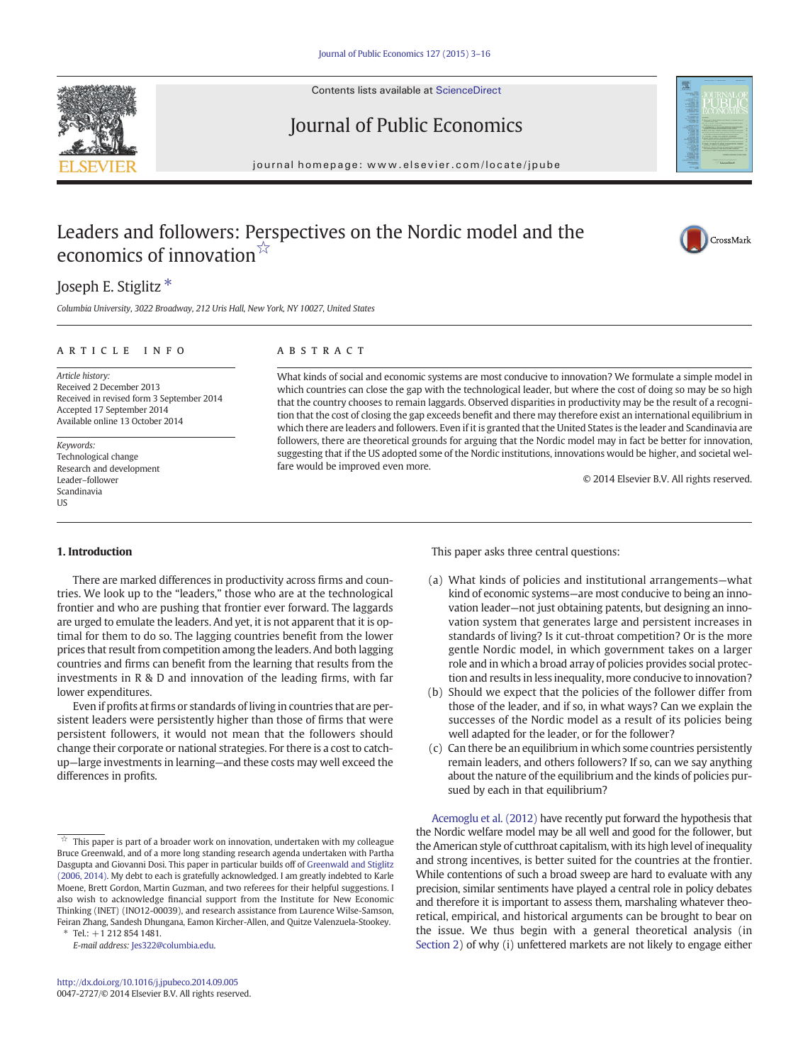# Leaders and followers: Perspectives on the Nordic model and the economics of innovation ☆

Joseph E. Stiglitz *

*Columbia University, 3022 Broadway, 212 Uris Hall, New York, NY 10027, United States*

## ARTICLE INFO

*Article history:*
Received 2 December 2013
Received in revised form 3 September 2014
Accepted 17 September 2014
Available online 13 October 2014

*Keywords:*
Technological change
Research and development
Leader–follower
Scandinavia
US

## ABSTRACT

What kinds of social and economic systems are most conducive to innovation? We formulate a simple model in which countries can close the gap with the technological leader, but where the cost of doing so may be so high that the country chooses to remain laggards. Observed disparities in productivity may be the result of a recognition that the cost of closing the gap exceeds benefit and there may therefore exist an international equilibrium in which there are leaders and followers. Even if it is granted that the United States is the leader and Scandinavia are followers, there are theoretical grounds for arguing that the Nordic model may in fact be better for innovation, suggesting that if the US adopted some of the Nordic institutions, innovations would be higher, and societal welfare would be improved even more.

© 2014 Elsevier B.V. All rights reserved.

## 1. Introduction

There are marked differences in productivity across firms and countries. We look up to the "leaders," those who are at the technological frontier and who are pushing that frontier ever forward. The laggards are urged to emulate the leaders. And yet, it is not apparent that it is optimal for them to do so. The lagging countries benefit from the lower prices that result from competition among the leaders. And both lagging countries and firms can benefit from the learning that results from the investments in R & D and innovation of the leading firms, with far lower expenditures.

Even if profits at firms or standards of living in countries that are persistent leaders were persistently higher than those of firms that were persistent followers, it would not mean that the followers should change their corporate or national strategies. For there is a cost to catch-up—large investments in learning—and these costs may well exceed the differences in profits.

This paper asks three central questions:

(a) What kinds of policies and institutional arrangements—what kind of economic systems—are most conducive to being an innovation leader—not just obtaining patents, but designing an innovation system that generates large and persistent increases in standards of living? Is it cut-throat competition? Or is the more gentle Nordic model, in which government takes on a larger role and in which a broad array of policies provides social protection and results in less inequality, more conducive to innovation?

(b) Should we expect that the policies of the follower differ from those of the leader, and if so, in what ways? Can we explain the successes of the Nordic model as a result of its policies being well adapted for the leader, or for the follower?

(c) Can there be an equilibrium in which some countries persistently remain leaders, and others followers? If so, can we say anything about the nature of the equilibrium and the kinds of policies pursued by each in that equilibrium?

Acemoglu et al. (2012) have recently put forward the hypothesis that the Nordic welfare model may be all well and good for the follower, but the American style of cutthroat capitalism, with its high level of inequality and strong incentives, is better suited for the countries at the frontier. While contentions of such a broad sweep are hard to evaluate with any precision, similar sentiments have played a central role in policy debates and therefore it is important to assess them, marshaling whatever theoretical, empirical, and historical arguments can be brought to bear on the issue. We thus begin with a general theoretical analysis (in Section 2) of why (i) unfettered markets are not likely to engage either

---

☆ This paper is part of a broader work on innovation, undertaken with my colleague Bruce Greenwald, and of a more long standing research agenda undertaken with Partha Dasgupta and Giovanni Dosi. This paper in particular builds off of Greenwald and Stiglitz (2006, 2014). My debt to each is gratefully acknowledged. I am greatly indebted to Karle Moene, Brett Gordon, Martin Guzman, and two referees for their helpful suggestions. I also wish to acknowledge financial support from the Institute for New Economic Thinking (INET) (INO12-00039), and research assistance from Laurence Wilse-Samson, Feiran Zhang, Sandesh Dhungana, Eamon Kircher-Allen, and Quitze Valenzuela-Stookey.

\* Tel.: +1 212 854 1481.
*E-mail address:* Jes322@columbia.edu.

http://dx.doi.org/10.1016/j.jpubeco.2014.09.005
0047-2727/© 2014 Elsevier B.V. All rights reserved.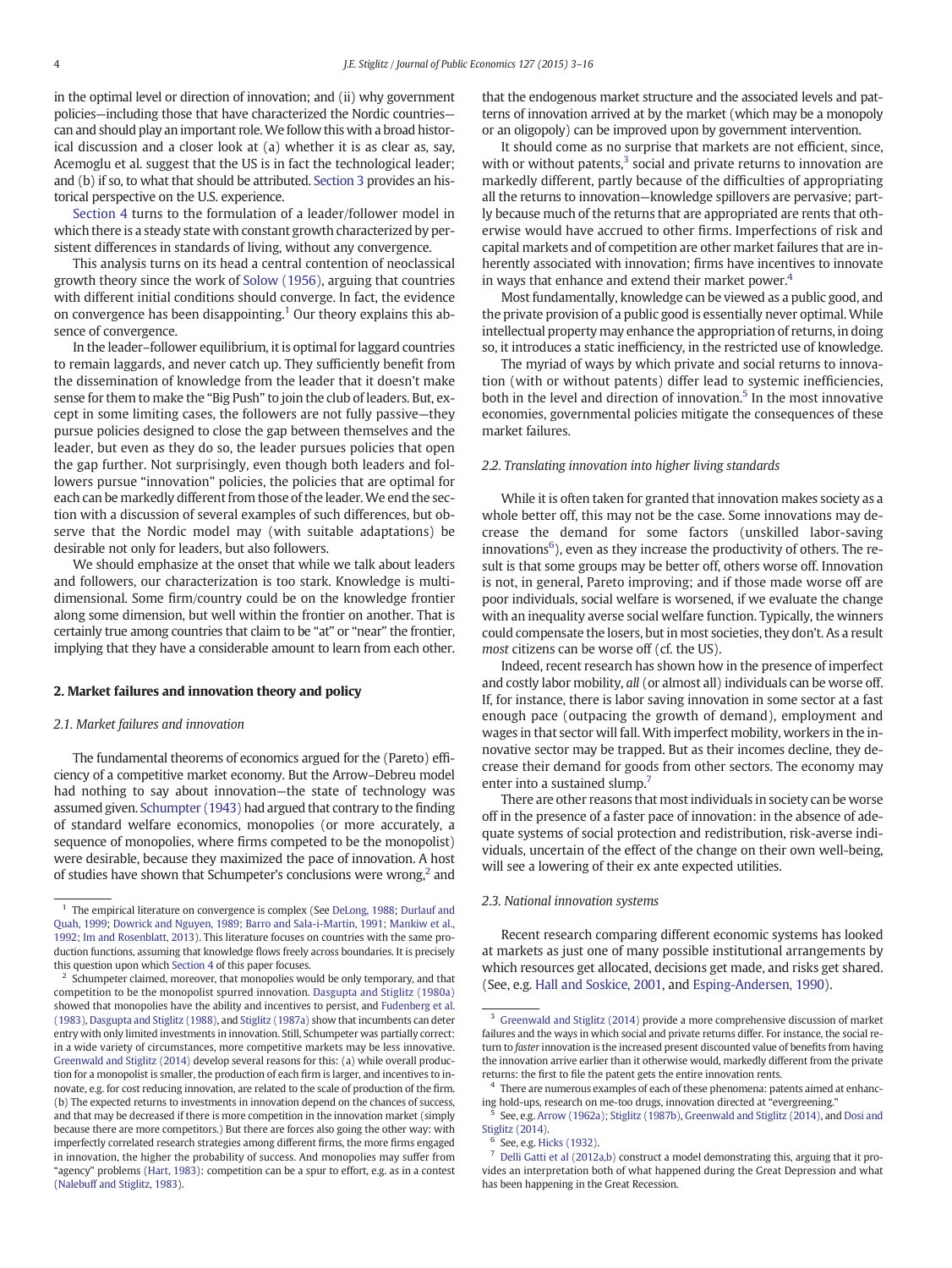in the optimal level or direction of innovation; and (ii) why government policies—including those that have characterized the Nordic countries—can and should play an important role. We follow this with a broad historical discussion and a closer look at (a) whether it is as clear as, say, Acemoglu et al. suggest that the US is in fact the technological leader; and (b) if so, to what that should be attributed. Section 3 provides an historical perspective on the U.S. experience.

Section 4 turns to the formulation of a leader/follower model in which there is a steady state with constant growth characterized by persistent differences in standards of living, without any convergence.

This analysis turns on its head a central contention of neoclassical growth theory since the work of Solow (1956), arguing that countries with different initial conditions should converge. In fact, the evidence on convergence has been disappointing.[1] Our theory explains this absence of convergence.

In the leader–follower equilibrium, it is optimal for laggard countries to remain laggards, and never catch up. They sufficiently benefit from the dissemination of knowledge from the leader that it doesn't make sense for them to make the "Big Push" to join the club of leaders. But, except in some limiting cases, the followers are not fully passive—they pursue policies designed to close the gap between themselves and the leader, but even as they do so, the leader pursues policies that open the gap further. Not surprisingly, even though both leaders and followers pursue "innovation" policies, the policies that are optimal for each can be markedly different from those of the leader. We end the section with a discussion of several examples of such differences, but observe that the Nordic model may (with suitable adaptations) be desirable not only for leaders, but also followers.

We should emphasize at the onset that while we talk about leaders and followers, our characterization is too stark. Knowledge is multidimensional. Some firm/country could be on the knowledge frontier along some dimension, but well within the frontier on another. That is certainly true among countries that claim to be "at" or "near" the frontier, implying that they have a considerable amount to learn from each other.

## 2. Market failures and innovation theory and policy

### 2.1. Market failures and innovation

The fundamental theorems of economics argued for the (Pareto) efficiency of a competitive market economy. But the Arrow–Debreu model had nothing to say about innovation—the state of technology was assumed given. Schumpter (1943) had argued that contrary to the finding of standard welfare economics, monopolies (or more accurately, a sequence of monopolies, where firms competed to be the monopolist) were desirable, because they maximized the pace of innovation. A host of studies have shown that Schumpeter's conclusions were wrong,[2] and that the endogenous market structure and the associated levels and patterns of innovation arrived at by the market (which may be a monopoly or an oligopoly) can be improved upon by government intervention.

It should come as no surprise that markets are not efficient, since, with or without patents,[3] social and private returns to innovation are markedly different, partly because of the difficulties of appropriating all the returns to innovation—knowledge spillovers are pervasive; partly because much of the returns that are appropriated are rents that otherwise would have accrued to other firms. Imperfections of risk and capital markets and of competition are other market failures that are inherently associated with innovation; firms have incentives to innovate in ways that enhance and extend their market power.[4]

Most fundamentally, knowledge can be viewed as a public good, and the private provision of a public good is essentially never optimal. While intellectual property may enhance the appropriation of returns, in doing so, it introduces a static inefficiency, in the restricted use of knowledge.

The myriad of ways by which private and social returns to innovation (with or without patents) differ lead to systemic inefficiencies, both in the level and direction of innovation.[5] In the most innovative economies, governmental policies mitigate the consequences of these market failures.

### 2.2. Translating innovation into higher living standards

While it is often taken for granted that innovation makes society as a whole better off, this may not be the case. Some innovations may decrease the demand for some factors (unskilled labor-saving innovations[6]), even as they increase the productivity of others. The result is that some groups may be better off, others worse off. Innovation is not, in general, Pareto improving; and if those made worse off are poor individuals, social welfare is worsened, if we evaluate the change with an inequality averse social welfare function. Typically, the winners could compensate the losers, but in most societies, they don't. As a result *most* citizens can be worse off (cf. the US).

Indeed, recent research has shown how in the presence of imperfect and costly labor mobility, *all* (or almost all) individuals can be worse off. If, for instance, there is labor saving innovation in some sector at a fast enough pace (outpacing the growth of demand), employment and wages in that sector will fall. With imperfect mobility, workers in the innovative sector may be trapped. But as their incomes decline, they decrease their demand for goods from other sectors. The economy may enter into a sustained slump.[7]

There are other reasons that most individuals in society can be worse off in the presence of a faster pace of innovation: in the absence of adequate systems of social protection and redistribution, risk-averse individuals, uncertain of the effect of the change on their own well-being, will see a lowering of their ex ante expected utilities.

### 2.3. National innovation systems

Recent research comparing different economic systems has looked at markets as just one of many possible institutional arrangements by which resources get allocated, decisions get made, and risks get shared. (See, e.g. Hall and Soskice, 2001, and Esping-Andersen, 1990).

---

[1] The empirical literature on convergence is complex (See DeLong, 1988; Durlauf and Quah, 1999; Dowrick and Nguyen, 1989; Barro and Sala-i-Martin, 1991; Mankiw et al., 1992; Im and Rosenblatt, 2013). This literature focuses on countries with the same production functions, assuming that knowledge flows freely across boundaries. It is precisely this question upon which Section 4 of this paper focuses.

[2] Schumpeter claimed, moreover, that monopolies would be only temporary, and that competition to be the monopolist spurred innovation. Dasgupta and Stiglitz (1980a) showed that monopolies have the ability and incentives to persist, and Fudenberg et al. (1983), Dasgupta and Stiglitz (1988), and Stiglitz (1987a) show that incumbents can deter entry with only limited investments in innovation. Still, Schumpeter was partially correct: in a wide variety of circumstances, more competitive markets may be less innovative. Greenwald and Stiglitz (2014) develop several reasons for this: (a) while overall production for a monopolist is smaller, the production of each firm is larger, and incentives to innovate, e.g. for cost reducing innovation, are related to the scale of production of the firm. (b) The expected returns to investments in innovation depend on the chances of success, and that may be decreased if there is more competition in the innovation market (simply because there are more competitors.) But there are forces also going the other way: with imperfectly correlated research strategies among different firms, the more firms engaged in innovation, the higher the probability of success. And monopolies may suffer from "agency" problems (Hart, 1983): competition can be a spur to effort, e.g. as in a contest (Nalebuff and Stiglitz, 1983).

[3] Greenwald and Stiglitz (2014) provide a more comprehensive discussion of market failures and the ways in which social and private returns differ. For instance, the social return to *faster* innovation is the increased present discounted value of benefits from having the innovation arrive earlier than it otherwise would, markedly different from the private returns: the first to file the patent gets the entire innovation rents.

[4] There are numerous examples of each of these phenomena: patents aimed at enhancing hold-ups, research on me-too drugs, innovation directed at "evergreening."

[5] See, e.g. Arrow (1962a); Stiglitz (1987b), Greenwald and Stiglitz (2014), and Dosi and Stiglitz (2014).

[6] See, e.g. Hicks (1932).

[7] Delli Gatti et al (2012a,b) construct a model demonstrating this, arguing that it provides an interpretation both of what happened during the Great Depression and what has been happening in the Great Recession.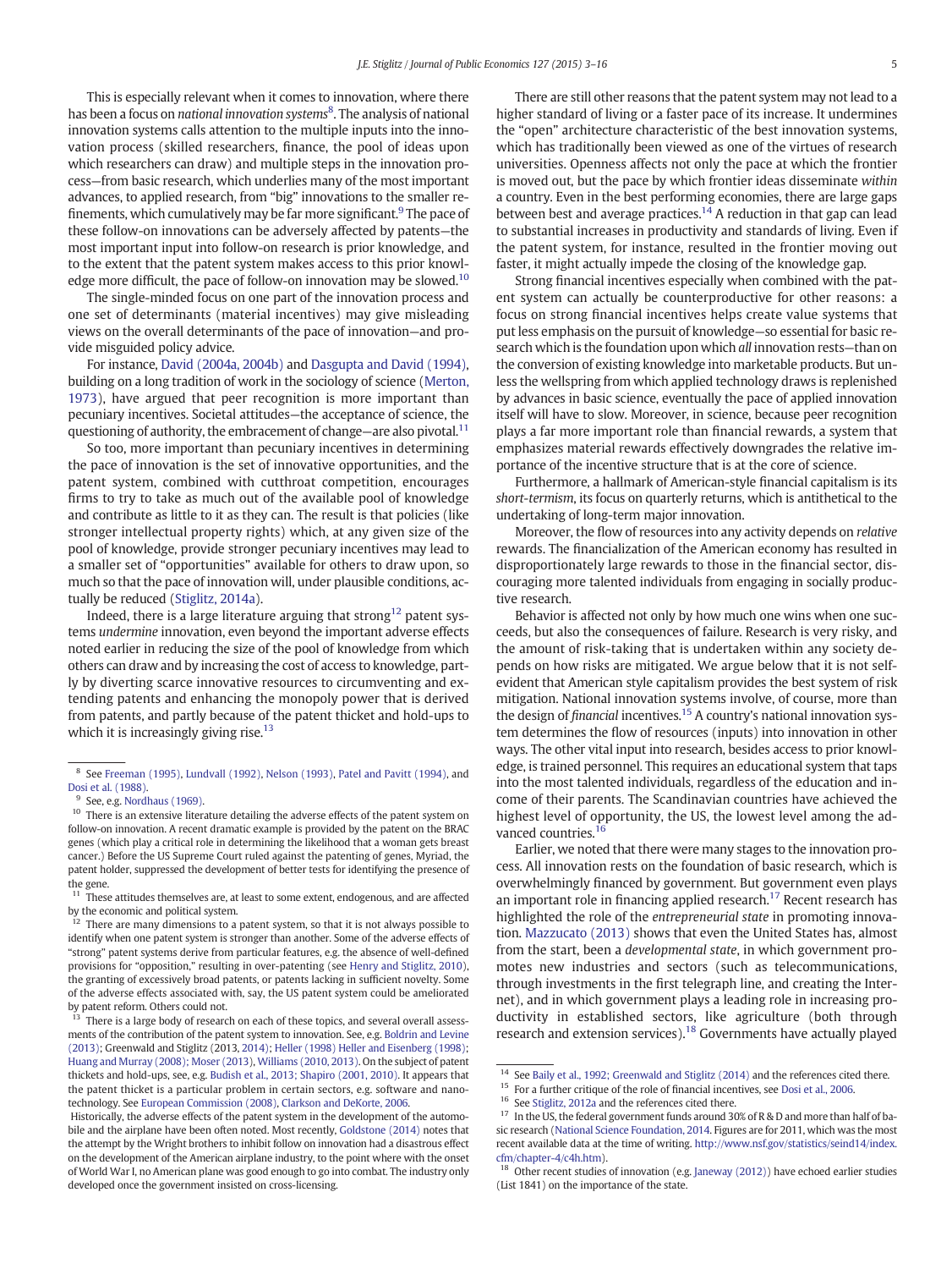This is especially relevant when it comes to innovation, where there has been a focus on *national innovation systems*[8]. The analysis of national innovation systems calls attention to the multiple inputs into the innovation process (skilled researchers, finance, the pool of ideas upon which researchers can draw) and multiple steps in the innovation process—from basic research, which underlies many of the most important advances, to applied research, from "big" innovations to the smaller refinements, which cumulatively may be far more significant.[9] The pace of these follow-on innovations can be adversely affected by patents—the most important input into follow-on research is prior knowledge, and to the extent that the patent system makes access to this prior knowledge more difficult, the pace of follow-on innovation may be slowed.[10]

The single-minded focus on one part of the innovation process and one set of determinants (material incentives) may give misleading views on the overall determinants of the pace of innovation—and provide misguided policy advice.

For instance, David (2004a, 2004b) and Dasgupta and David (1994), building on a long tradition of work in the sociology of science (Merton, 1973), have argued that peer recognition is more important than pecuniary incentives. Societal attitudes—the acceptance of science, the questioning of authority, the embracement of change—are also pivotal.[11]

So too, more important than pecuniary incentives in determining the pace of innovation is the set of innovative opportunities, and the patent system, combined with cutthroat competition, encourages firms to try to take as much out of the available pool of knowledge and contribute as little to it as they can. The result is that policies (like stronger intellectual property rights) which, at any given size of the pool of knowledge, provide stronger pecuniary incentives may lead to a smaller set of "opportunities" available for others to draw upon, so much so that the pace of innovation will, under plausible conditions, actually be reduced (Stiglitz, 2014a).

Indeed, there is a large literature arguing that strong[12] patent systems *undermine* innovation, even beyond the important adverse effects noted earlier in reducing the size of the pool of knowledge from which others can draw and by increasing the cost of access to knowledge, partly by diverting scarce innovative resources to circumventing and extending patents and enhancing the monopoly power that is derived from patents, and partly because of the patent thicket and hold-ups to which it is increasingly giving rise.[13]

There are still other reasons that the patent system may not lead to a higher standard of living or a faster pace of its increase. It undermines the "open" architecture characteristic of the best innovation systems, which has traditionally been viewed as one of the virtues of research universities. Openness affects not only the pace at which the frontier is moved out, but the pace by which frontier ideas disseminate *within* a country. Even in the best performing economies, there are large gaps between best and average practices.[14] A reduction in that gap can lead to substantial increases in productivity and standards of living. Even if the patent system, for instance, resulted in the frontier moving out faster, it might actually impede the closing of the knowledge gap.

Strong financial incentives especially when combined with the patent system can actually be counterproductive for other reasons: a focus on strong financial incentives helps create value systems that put less emphasis on the pursuit of knowledge—so essential for basic research which is the foundation upon which *all* innovation rests—than on the conversion of existing knowledge into marketable products. But unless the wellspring from which applied technology draws is replenished by advances in basic science, eventually the pace of applied innovation itself will have to slow. Moreover, in science, because peer recognition plays a far more important role than financial rewards, a system that emphasizes material rewards effectively downgrades the relative importance of the incentive structure that is at the core of science.

Furthermore, a hallmark of American-style financial capitalism is its *short-termism*, its focus on quarterly returns, which is antithetical to the undertaking of long-term major innovation.

Moreover, the flow of resources into any activity depends on *relative* rewards. The financialization of the American economy has resulted in disproportionately large rewards to those in the financial sector, discouraging more talented individuals from engaging in socially productive research.

Behavior is affected not only by how much one wins when one succeeds, but also the consequences of failure. Research is very risky, and the amount of risk-taking that is undertaken within any society depends on how risks are mitigated. We argue below that it is not self-evident that American style capitalism provides the best system of risk mitigation. National innovation systems involve, of course, more than the design of *financial* incentives.[15] A country's national innovation system determines the flow of resources (inputs) into innovation in other ways. The other vital input into research, besides access to prior knowledge, is trained personnel. This requires an educational system that taps into the most talented individuals, regardless of the education and income of their parents. The Scandinavian countries have achieved the highest level of opportunity, the US, the lowest level among the advanced countries.[16]

Earlier, we noted that there were many stages to the innovation process. All innovation rests on the foundation of basic research, which is overwhelmingly financed by government. But government even plays an important role in financing applied research.[17] Recent research has highlighted the role of the *entrepreneurial state* in promoting innovation. Mazzucato (2013) shows that even the United States has, almost from the start, been a *developmental state*, in which government promotes new industries and sectors (such as telecommunications, through investments in the first telegraph line, and creating the Internet), and in which government plays a leading role in increasing productivity in established sectors, like agriculture (both through research and extension services).[18] Governments have actually played

---

[8] See Freeman (1995), Lundvall (1992), Nelson (1993), Patel and Pavitt (1994), and Dosi et al. (1988).

[9] See, e.g. Nordhaus (1969).

[10] There is an extensive literature detailing the adverse effects of the patent system on follow-on innovation. A recent dramatic example is provided by the patent on the BRAC genes (which play a critical role in determining the likelihood that a woman gets breast cancer.) Before the US Supreme Court ruled against the patenting of genes, Myriad, the patent holder, suppressed the development of better tests for identifying the presence of the gene.

[11] These attitudes themselves are, at least to some extent, endogenous, and are affected by the economic and political system.

[12] There are many dimensions to a patent system, so that it is not always possible to identify when one patent system is stronger than another. Some of the adverse effects of "strong" patent systems derive from particular features, e.g. the absence of well-defined provisions for "opposition," resulting in over-patenting (see Henry and Stiglitz, 2010), the granting of excessively broad patents, or patents lacking in sufficient novelty. Some of the adverse effects associated with, say, the US patent system could be ameliorated by patent reform. Others could not.

[13] There is a large body of research on each of these topics, and several overall assessments of the contribution of the patent system to innovation. See, e.g. Boldrin and Levine (2013); Greenwald and Stiglitz (2013, 2014); Heller (1998) Heller and Eisenberg (1998); Huang and Murray (2008); Moser (2013), Williams (2010, 2013). On the subject of patent thickets and hold-ups, see, e.g. Budish et al., 2013; Shapiro (2001, 2010). It appears that the patent thicket is a particular problem in certain sectors, e.g. software and nanotechnology. See European Commission (2008), Clarkson and DeKorte, 2006.

Historically, the adverse effects of the patent system in the development of the automobile and the airplane have been often noted. Most recently, Goldstone (2014) notes that the attempt by the Wright brothers to inhibit follow on innovation had a disastrous effect on the development of the American airplane industry, to the point where with the onset of World War I, no American plane was good enough to go into combat. The industry only developed once the government insisted on cross-licensing.

[14] See Baily et al., 1992; Greenwald and Stiglitz (2014) and the references cited there.

[15] For a further critique of the role of financial incentives, see Dosi et al., 2006.

[16] See Stiglitz, 2012a and the references cited there.

[17] In the US, the federal government funds around 30% of R & D and more than half of basic research (National Science Foundation, 2014. Figures are for 2011, which was the most recent available data at the time of writing. http://www.nsf.gov/statistics/seind14/index.cfm/chapter-4/c4h.htm).

[18] Other recent studies of innovation (e.g. Janeway (2012)) have echoed earlier studies (List 1841) on the importance of the state.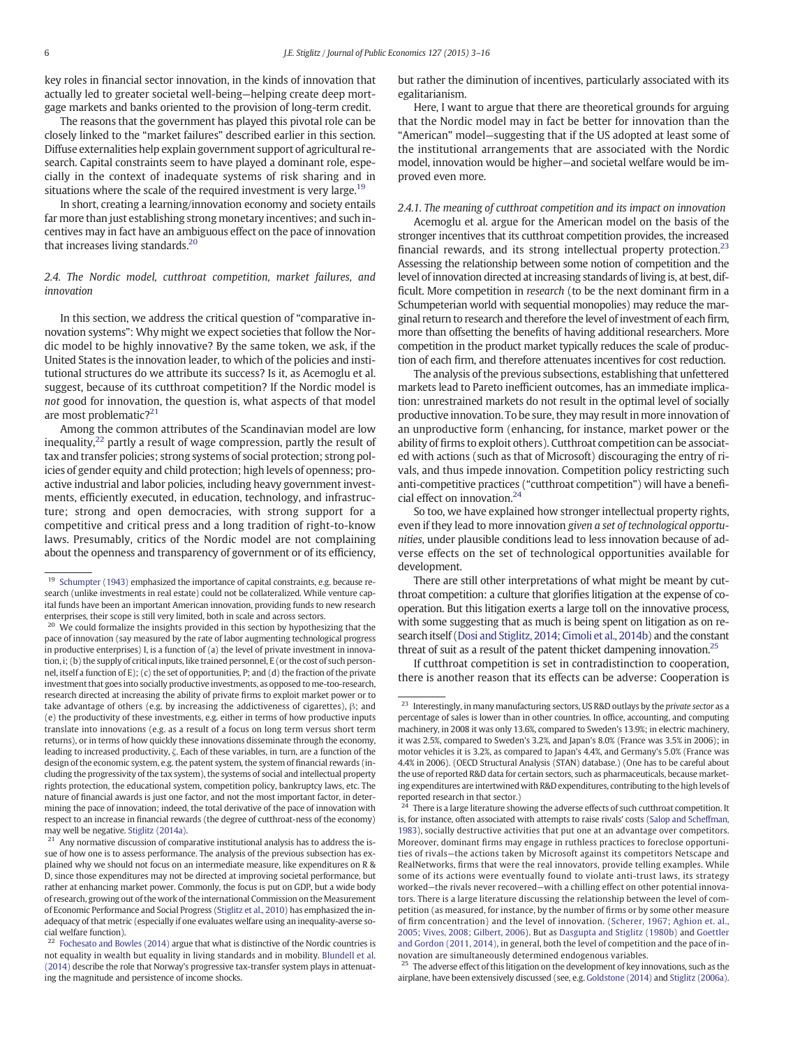key roles in financial sector innovation, in the kinds of innovation that actually led to greater societal well-being—helping create deep mortgage markets and banks oriented to the provision of long-term credit.

The reasons that the government has played this pivotal role can be closely linked to the "market failures" described earlier in this section. Diffuse externalities help explain government support of agricultural research. Capital constraints seem to have played a dominant role, especially in the context of inadequate systems of risk sharing and in situations where the scale of the required investment is very large.[19]

In short, creating a learning/innovation economy and society entails far more than just establishing strong monetary incentives; and such incentives may in fact have an ambiguous effect on the pace of innovation that increases living standards.[20]

### 2.4. The Nordic model, cutthroat competition, market failures, and innovation

In this section, we address the critical question of "comparative innovation systems": Why might we expect societies that follow the Nordic model to be highly innovative? By the same token, we ask, if the United States is the innovation leader, to which of the policies and institutional structures do we attribute its success? Is it, as Acemoglu et al. suggest, because of its cutthroat competition? If the Nordic model is *not* good for innovation, the question is, what aspects of that model are most problematic?[21]

Among the common attributes of the Scandinavian model are low inequality,[22] partly a result of wage compression, partly the result of tax and transfer policies; strong systems of social protection; strong policies of gender equity and child protection; high levels of openness; proactive industrial and labor policies, including heavy government investments, efficiently executed, in education, technology, and infrastructure; strong and open democracies, with strong support for a competitive and critical press and a long tradition of right-to-know laws. Presumably, critics of the Nordic model are not complaining about the openness and transparency of government or of its efficiency, but rather the diminution of incentives, particularly associated with its egalitarianism.

Here, I want to argue that there are theoretical grounds for arguing that the Nordic model may in fact be better for innovation than the "American" model—suggesting that if the US adopted at least some of the institutional arrangements that are associated with the Nordic model, innovation would be higher—and societal welfare would be improved even more.

#### 2.4.1. The meaning of cutthroat competition and its impact on innovation

Acemoglu et al. argue for the American model on the basis of the stronger incentives that its cutthroat competition provides, the increased financial rewards, and its strong intellectual property protection.[23] Assessing the relationship between some notion of competition and the level of innovation directed at increasing standards of living is, at best, difficult. More competition in *research* (to be the next dominant firm in a Schumpeterian world with sequential monopolies) may reduce the marginal return to research and therefore the level of investment of each firm, more than offsetting the benefits of having additional researchers. More competition in the product market typically reduces the scale of production of each firm, and therefore attenuates incentives for cost reduction.

The analysis of the previous subsections, establishing that unfettered markets lead to Pareto inefficient outcomes, has an immediate implication: unrestrained markets do not result in the optimal level of socially productive innovation. To be sure, they may result in more innovation of an unproductive form (enhancing, for instance, market power or the ability of firms to exploit others). Cutthroat competition can be associated with actions (such as that of Microsoft) discouraging the entry of rivals, and thus impede innovation. Competition policy restricting such anti-competitive practices ("cutthroat competition") will have a beneficial effect on innovation.[24]

So too, we have explained how stronger intellectual property rights, even if they lead to more innovation *given a set of technological opportunities*, under plausible conditions lead to less innovation because of adverse effects on the set of technological opportunities available for development.

There are still other interpretations of what might be meant by cutthroat competition: a culture that glorifies litigation at the expense of cooperation. But this litigation exerts a large toll on the innovative process, with some suggesting that as much is being spent on litigation as on research itself (Dosi and Stiglitz, 2014; Cimoli et al., 2014b) and the constant threat of suit as a result of the patent thicket dampening innovation.[25]

If cutthroat competition is set in contradistinction to cooperation, there is another reason that its effects can be adverse: Cooperation is

---

[19] Schumpter (1943) emphasized the importance of capital constraints, e.g. because research (unlike investments in real estate) could not be collateralized. While venture capital funds have been an important American innovation, providing funds to new research enterprises, their scope is still very limited, both in scale and across sectors.

[20] We could formalize the insights provided in this section by hypothesizing that the pace of innovation (say measured by the rate of labor augmenting technological progress in productive enterprises) I, is a function of (a) the level of private investment in innovation, i; (b) the supply of critical inputs, like trained personnel, E (or the cost of such personnel, itself a function of E); (c) the set of opportunities, P; and (d) the fraction of the private investment that goes into socially productive investments, as opposed to me-too-research, research directed at increasing the ability of private firms to exploit market power or to take advantage of others (e.g. by increasing the addictiveness of cigarettes), β; and (e) the productivity of these investments, e.g. either in terms of how productive inputs translate into innovations (e.g. as a result of a focus on long term versus short term returns), or in terms of how quickly these innovations disseminate through the economy, leading to increased productivity, ζ. Each of these variables, in turn, are a function of the design of the economic system, e.g. the patent system, the system of financial rewards (including the progressivity of the tax system), the systems of social and intellectual property rights protection, the educational system, competition policy, bankruptcy laws, etc. The nature of financial awards is just one factor, and not the most important factor, in determining the pace of innovation; indeed, the total derivative of the pace of innovation with respect to an increase in financial rewards (the degree of cutthroat-ness of the economy) may well be negative. Stiglitz (2014a).

[21] Any normative discussion of comparative institutional analysis has to address the issue of how one is to assess performance. The analysis of the previous subsection has explained why we should not focus on an intermediate measure, like expenditures on R & D, since those expenditures may not be directed at improving societal performance, but rather at enhancing market power. Commonly, the focus is put on GDP, but a wide body of research, growing out of the work of the international Commission on the Measurement of Economic Performance and Social Progress (Stiglitz et al., 2010) has emphasized the inadequacy of that metric (especially if one evaluates welfare using an inequality-averse social welfare function).

[22] Fochesato and Bowles (2014) argue that what is distinctive of the Nordic countries is not equality in wealth but equality in living standards and in mobility. Blundell et al. (2014) describe the role that Norway's progressive tax-transfer system plays in attenuating the magnitude and persistence of income shocks.

[23] Interestingly, in many manufacturing sectors, US R&D outlays by the *private sector* as a percentage of sales is lower than in other countries. In office, accounting, and computing machinery, in 2008 it was only 13.6%, compared to Sweden's 13.9%; in electric machinery, it was 2.5%, compared to Sweden's 3.2%, and Japan's 8.0% (France was 3.5% in 2006); in motor vehicles it is 3.2%, as compared to Japan's 4.4%, and Germany's 5.0% (France was 4.4% in 2006). (OECD Structural Analysis (STAN) database.) (One has to be careful about the use of reported R&D data for certain sectors, such as pharmaceuticals, because marketing expenditures are intertwined with R&D expenditures, contributing to the high levels of reported research in that sector.)

[24] There is a large literature showing the adverse effects of such cutthroat competition. It is, for instance, often associated with attempts to raise rivals' costs (Salop and Scheffman, 1983), socially destructive activities that put one at an advantage over competitors. Moreover, dominant firms may engage in ruthless practices to foreclose opportunities of rivals—the actions taken by Microsoft against its competitors Netscape and RealNetworks, firms that were the real innovators, provide telling examples. While some of its actions were eventually found to violate anti-trust laws, its strategy worked—the rivals never recovered—with a chilling effect on other potential innovators. There is a large literature discussing the relationship between the level of competition (as measured, for instance, by the number of firms or by some other measure of firm concentration) and the level of innovation. (Scherer, 1967; Aghion et. al., 2005; Vives, 2008; Gilbert, 2006). But as Dasgupta and Stiglitz (1980b) and Goettler and Gordon (2011, 2014), in general, both the level of competition and the pace of innovation are simultaneously determined endogenous variables.

[25] The adverse effect of this litigation on the development of key innovations, such as the airplane, have been extensively discussed (see, e.g. Goldstone (2014) and Stiglitz (2006a).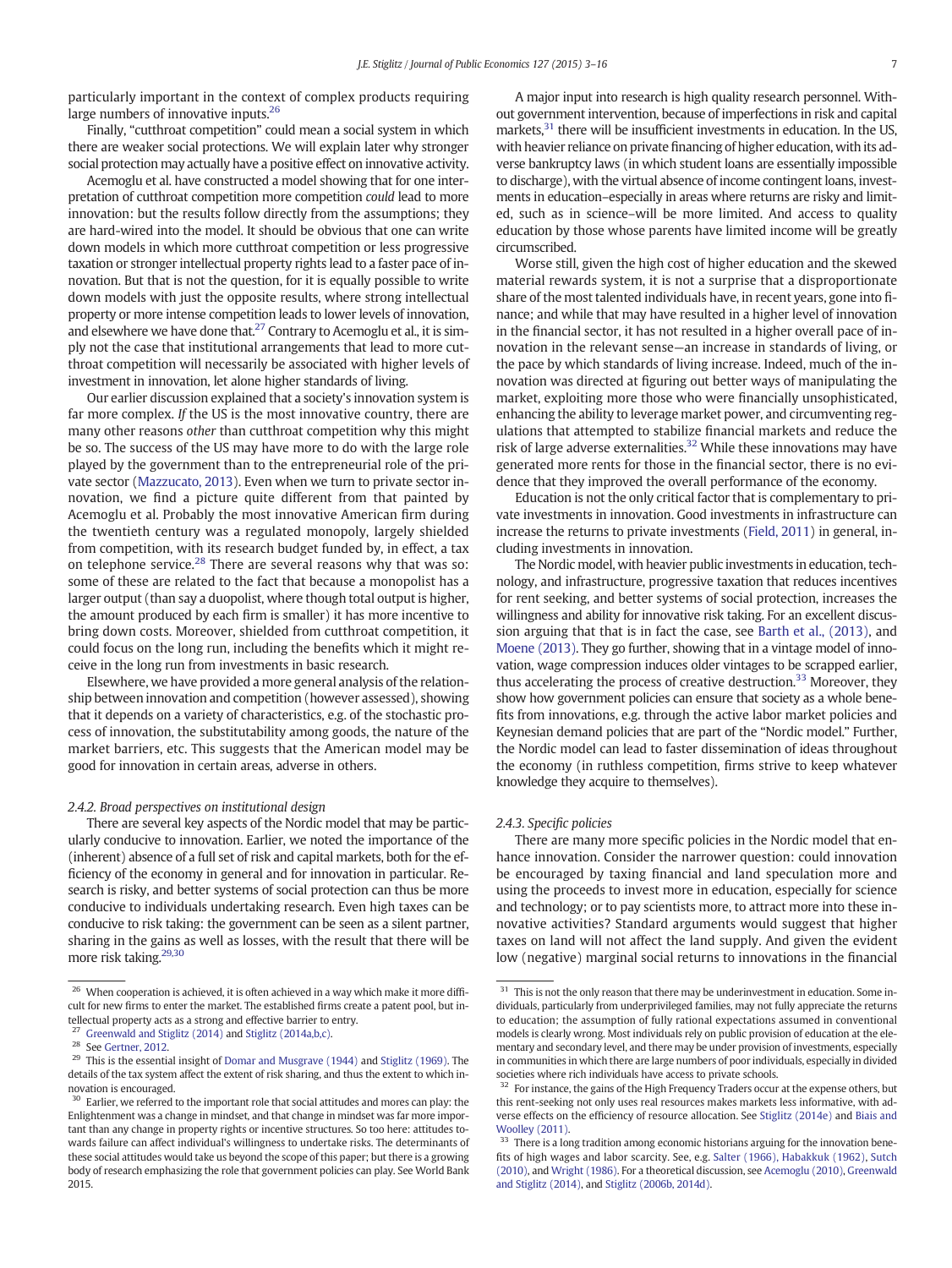particularly important in the context of complex products requiring large numbers of innovative inputs.[26]

Finally, "cutthroat competition" could mean a social system in which there are weaker social protections. We will explain later why stronger social protection may actually have a positive effect on innovative activity.

Acemoglu et al. have constructed a model showing that for one interpretation of cutthroat competition more competition *could* lead to more innovation: but the results follow directly from the assumptions; they are hard-wired into the model. It should be obvious that one can write down models in which more cutthroat competition or less progressive taxation or stronger intellectual property rights lead to a faster pace of innovation. But that is not the question, for it is equally possible to write down models with just the opposite results, where strong intellectual property or more intense competition leads to lower levels of innovation, and elsewhere we have done that.[27] Contrary to Acemoglu et al., it is simply not the case that institutional arrangements that lead to more cutthroat competition will necessarily be associated with higher levels of investment in innovation, let alone higher standards of living.

Our earlier discussion explained that a society's innovation system is far more complex. *If* the US is the most innovative country, there are many other reasons *other* than cutthroat competition why this might be so. The success of the US may have more to do with the large role played by the government than to the entrepreneurial role of the private sector (Mazzucato, 2013). Even when we turn to private sector innovation, we find a picture quite different from that painted by Acemoglu et al. Probably the most innovative American firm during the twentieth century was a regulated monopoly, largely shielded from competition, with its research budget funded by, in effect, a tax on telephone service.[28] There are several reasons why that was so: some of these are related to the fact that because a monopolist has a larger output (than say a duopolist, where though total output is higher, the amount produced by each firm is smaller) it has more incentive to bring down costs. Moreover, shielded from cutthroat competition, it could focus on the long run, including the benefits which it might receive in the long run from investments in basic research.

Elsewhere, we have provided a more general analysis of the relationship between innovation and competition (however assessed), showing that it depends on a variety of characteristics, e.g. of the stochastic process of innovation, the substitutability among goods, the nature of the market barriers, etc. This suggests that the American model may be good for innovation in certain areas, adverse in others.

#### 2.4.2. Broad perspectives on institutional design

There are several key aspects of the Nordic model that may be particularly conducive to innovation. Earlier, we noted the importance of the (inherent) absence of a full set of risk and capital markets, both for the efficiency of the economy in general and for innovation in particular. Research is risky, and better systems of social protection can thus be more conducive to individuals undertaking research. Even high taxes can be conducive to risk taking: the government can be seen as a silent partner, sharing in the gains as well as losses, with the result that there will be more risk taking.[29,30]

A major input into research is high quality research personnel. Without government intervention, because of imperfections in risk and capital markets,[31] there will be insufficient investments in education. In the US, with heavier reliance on private financing of higher education, with its adverse bankruptcy laws (in which student loans are essentially impossible to discharge), with the virtual absence of income contingent loans, investments in education–especially in areas where returns are risky and limited, such as in science–will be more limited. And access to quality education by those whose parents have limited income will be greatly circumscribed.

Worse still, given the high cost of higher education and the skewed material rewards system, it is not a surprise that a disproportionate share of the most talented individuals have, in recent years, gone into finance; and while that may have resulted in a higher level of innovation in the financial sector, it has not resulted in a higher overall pace of innovation in the relevant sense—an increase in standards of living, or the pace by which standards of living increase. Indeed, much of the innovation was directed at figuring out better ways of manipulating the market, exploiting more those who were financially unsophisticated, enhancing the ability to leverage market power, and circumventing regulations that attempted to stabilize financial markets and reduce the risk of large adverse externalities.[32] While these innovations may have generated more rents for those in the financial sector, there is no evidence that they improved the overall performance of the economy.

Education is not the only critical factor that is complementary to private investments in innovation. Good investments in infrastructure can increase the returns to private investments (Field, 2011) in general, including investments in innovation.

The Nordic model, with heavier public investments in education, technology, and infrastructure, progressive taxation that reduces incentives for rent seeking, and better systems of social protection, increases the willingness and ability for innovative risk taking. For an excellent discussion arguing that that is in fact the case, see Barth et al., (2013), and Moene (2013). They go further, showing that in a vintage model of innovation, wage compression induces older vintages to be scrapped earlier, thus accelerating the process of creative destruction.[33] Moreover, they show how government policies can ensure that society as a whole benefits from innovations, e.g. through the active labor market policies and Keynesian demand policies that are part of the "Nordic model." Further, the Nordic model can lead to faster dissemination of ideas throughout the economy (in ruthless competition, firms strive to keep whatever knowledge they acquire to themselves).

#### 2.4.3. Specific policies

There are many more specific policies in the Nordic model that enhance innovation. Consider the narrower question: could innovation be encouraged by taxing financial and land speculation more and using the proceeds to invest more in education, especially for science and technology; or to pay scientists more, to attract more into these innovative activities? Standard arguments would suggest that higher taxes on land will not affect the land supply. And given the evident low (negative) marginal social returns to innovations in the financial

---

[26] When cooperation is achieved, it is often achieved in a way which make it more difficult for new firms to enter the market. The established firms create a patent pool, but intellectual property acts as a strong and effective barrier to entry.

[27] Greenwald and Stiglitz (2014) and Stiglitz (2014a,b,c).

[28] See Gertner, 2012.

[29] This is the essential insight of Domar and Musgrave (1944) and Stiglitz (1969). The details of the tax system affect the extent of risk sharing, and thus the extent to which innovation is encouraged.

[30] Earlier, we referred to the important role that social attitudes and mores can play: the Enlightenment was a change in mindset, and that change in mindset was far more important than any change in property rights or incentive structures. So too here: attitudes towards failure can affect individual's willingness to undertake risks. The determinants of these social attitudes would take us beyond the scope of this paper; but there is a growing body of research emphasizing the role that government policies can play. See World Bank 2015.

[31] This is not the only reason that there may be underinvestment in education. Some individuals, particularly from underprivileged families, may not fully appreciate the returns to education; the assumption of fully rational expectations assumed in conventional models is clearly wrong. Most individuals rely on public provision of education at the elementary and secondary level, and there may be under provision of investments, especially in communities in which there are large numbers of poor individuals, especially in divided societies where rich individuals have access to private schools.

[32] For instance, the gains of the High Frequency Traders occur at the expense others, but this rent-seeking not only uses real resources makes markets less informative, with adverse effects on the efficiency of resource allocation. See Stiglitz (2014e) and Biais and Woolley (2011).

[33] There is a long tradition among economic historians arguing for the innovation benefits of high wages and labor scarcity. See, e.g. Salter (1966), Habakkuk (1962), Sutch (2010), and Wright (1986). For a theoretical discussion, see Acemoglu (2010), Greenwald and Stiglitz (2014), and Stiglitz (2006b, 2014d).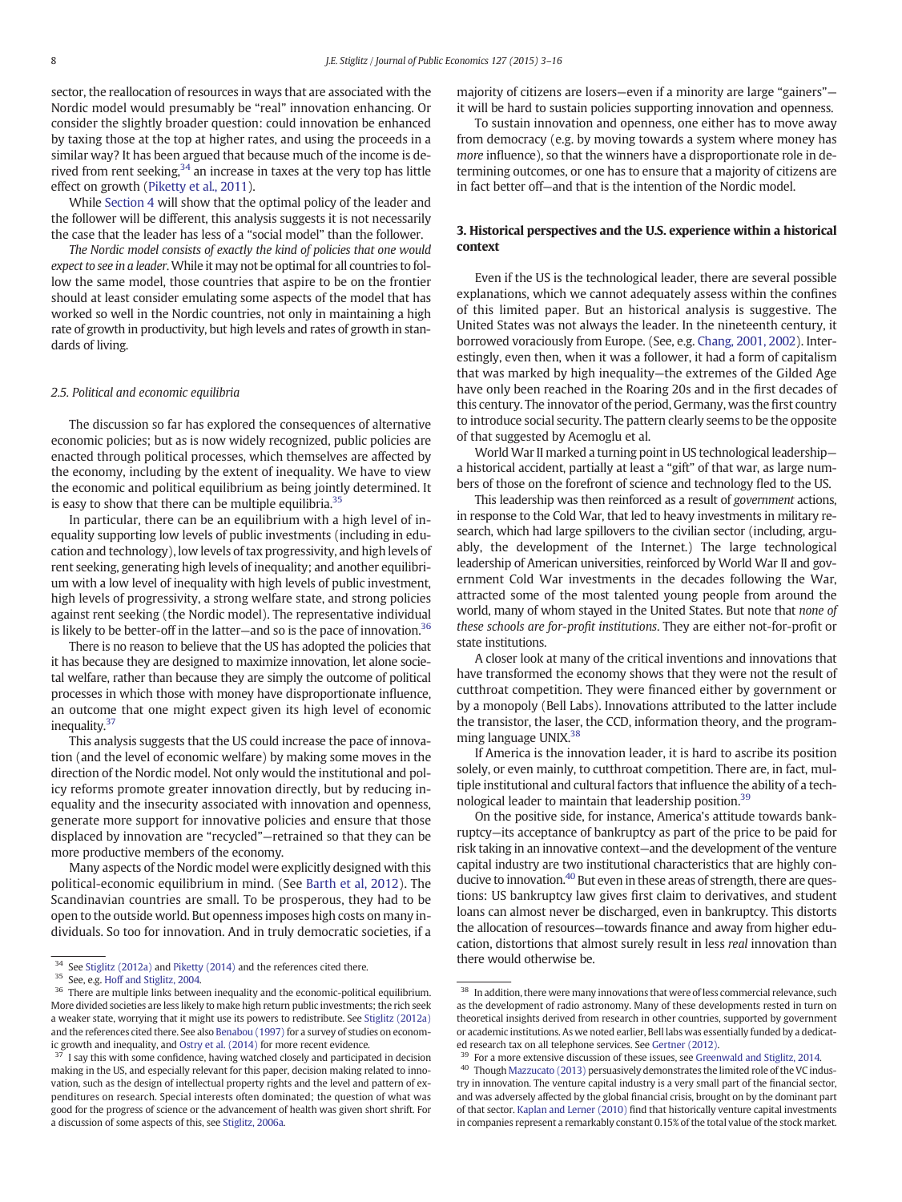sector, the reallocation of resources in ways that are associated with the Nordic model would presumably be "real" innovation enhancing. Or consider the slightly broader question: could innovation be enhanced by taxing those at the top at higher rates, and using the proceeds in a similar way? It has been argued that because much of the income is derived from rent seeking,[34] an increase in taxes at the very top has little effect on growth (Piketty et al., 2011).

While Section 4 will show that the optimal policy of the leader and the follower will be different, this analysis suggests it is not necessarily the case that the leader has less of a "social model" than the follower.

*The Nordic model consists of exactly the kind of policies that one would expect to see in a leader.* While it may not be optimal for all countries to follow the same model, those countries that aspire to be on the frontier should at least consider emulating some aspects of the model that has worked so well in the Nordic countries, not only in maintaining a high rate of growth in productivity, but high levels and rates of growth in standards of living.

### 2.5. Political and economic equilibria

The discussion so far has explored the consequences of alternative economic policies; but as is now widely recognized, public policies are enacted through political processes, which themselves are affected by the economy, including by the extent of inequality. We have to view the economic and political equilibrium as being jointly determined. It is easy to show that there can be multiple equilibria.[35]

In particular, there can be an equilibrium with a high level of inequality supporting low levels of public investments (including in education and technology), low levels of tax progressivity, and high levels of rent seeking, generating high levels of inequality; and another equilibrium with a low level of inequality with high levels of public investment, high levels of progressivity, a strong welfare state, and strong policies against rent seeking (the Nordic model). The representative individual is likely to be better-off in the latter—and so is the pace of innovation.[36]

There is no reason to believe that the US has adopted the policies that it has because they are designed to maximize innovation, let alone societal welfare, rather than because they are simply the outcome of political processes in which those with money have disproportionate influence, an outcome that one might expect given its high level of economic inequality.[37]

This analysis suggests that the US could increase the pace of innovation (and the level of economic welfare) by making some moves in the direction of the Nordic model. Not only would the institutional and policy reforms promote greater innovation directly, but by reducing inequality and the insecurity associated with innovation and openness, generate more support for innovative policies and ensure that those displaced by innovation are "recycled"—retrained so that they can be more productive members of the economy.

Many aspects of the Nordic model were explicitly designed with this political-economic equilibrium in mind. (See Barth et al, 2012). The Scandinavian countries are small. To be prosperous, they had to be open to the outside world. But openness imposes high costs on many individuals. So too for innovation. And in truly democratic societies, if a majority of citizens are losers—even if a minority are large "gainers"—it will be hard to sustain policies supporting innovation and openness.

To sustain innovation and openness, one either has to move away from democracy (e.g. by moving towards a system where money has *more* influence), so that the winners have a disproportionate role in determining outcomes, or one has to ensure that a majority of citizens are in fact better off—and that is the intention of the Nordic model.

## 3. Historical perspectives and the U.S. experience within a historical context

Even if the US is the technological leader, there are several possible explanations, which we cannot adequately assess within the confines of this limited paper. But an historical analysis is suggestive. The United States was not always the leader. In the nineteenth century, it borrowed voraciously from Europe. (See, e.g. Chang, 2001, 2002). Interestingly, even then, when it was a follower, it had a form of capitalism that was marked by high inequality—the extremes of the Gilded Age have only been reached in the Roaring 20s and in the first decades of this century. The innovator of the period, Germany, was the first country to introduce social security. The pattern clearly seems to be the opposite of that suggested by Acemoglu et al.

World War II marked a turning point in US technological leadership—a historical accident, partially at least a "gift" of that war, as large numbers of those on the forefront of science and technology fled to the US.

This leadership was then reinforced as a result of *government* actions, in response to the Cold War, that led to heavy investments in military research, which had large spillovers to the civilian sector (including, arguably, the development of the Internet.) The large technological leadership of American universities, reinforced by World War II and government Cold War investments in the decades following the War, attracted some of the most talented young people from around the world, many of whom stayed in the United States. But note that *none of these schools are for-profit institutions*. They are either not-for-profit or state institutions.

A closer look at many of the critical inventions and innovations that have transformed the economy shows that they were not the result of cutthroat competition. They were financed either by government or by a monopoly (Bell Labs). Innovations attributed to the latter include the transistor, the laser, the CCD, information theory, and the programming language UNIX.[38]

If America is the innovation leader, it is hard to ascribe its position solely, or even mainly, to cutthroat competition. There are, in fact, multiple institutional and cultural factors that influence the ability of a technological leader to maintain that leadership position.[39]

On the positive side, for instance, America's attitude towards bankruptcy—its acceptance of bankruptcy as part of the price to be paid for risk taking in an innovative context—and the development of the venture capital industry are two institutional characteristics that are highly conducive to innovation.[40] But even in these areas of strength, there are questions: US bankruptcy law gives first claim to derivatives, and student loans can almost never be discharged, even in bankruptcy. This distorts the allocation of resources—towards finance and away from higher education, distortions that almost surely result in less *real* innovation than there would otherwise be.

---

[34] See Stiglitz (2012a) and Piketty (2014) and the references cited there.

[35] See, e.g. Hoff and Stiglitz, 2004.

[36] There are multiple links between inequality and the economic-political equilibrium. More divided societies are less likely to make high return public investments; the rich seek a weaker state, worrying that it might use its powers to redistribute. See Stiglitz (2012a) and the references cited there. See also Benabou (1997) for a survey of studies on economic growth and inequality, and Ostry et al. (2014) for more recent evidence.

[37] I say this with some confidence, having watched closely and participated in decision making in the US, and especially relevant for this paper, decision making related to innovation, such as the design of intellectual property rights and the level and pattern of expenditures on research. Special interests often dominated; the question of what was good for the progress of science or the advancement of health was given short shrift. For a discussion of some aspects of this, see Stiglitz, 2006a.

[38] In addition, there were many innovations that were of less commercial relevance, such as the development of radio astronomy. Many of these developments rested in turn on theoretical insights derived from research in other countries, supported by government or academic institutions. As we noted earlier, Bell labs was essentially funded by a dedicated research tax on all telephone services. See Gertner (2012).

[39] For a more extensive discussion of these issues, see Greenwald and Stiglitz, 2014.

[40] Though Mazzucato (2013) persuasively demonstrates the limited role of the VC industry in innovation. The venture capital industry is a very small part of the financial sector, and was adversely affected by the global financial crisis, brought on by the dominant part of that sector. Kaplan and Lerner (2010) find that historically venture capital investments in companies represent a remarkably constant 0.15% of the total value of the stock market.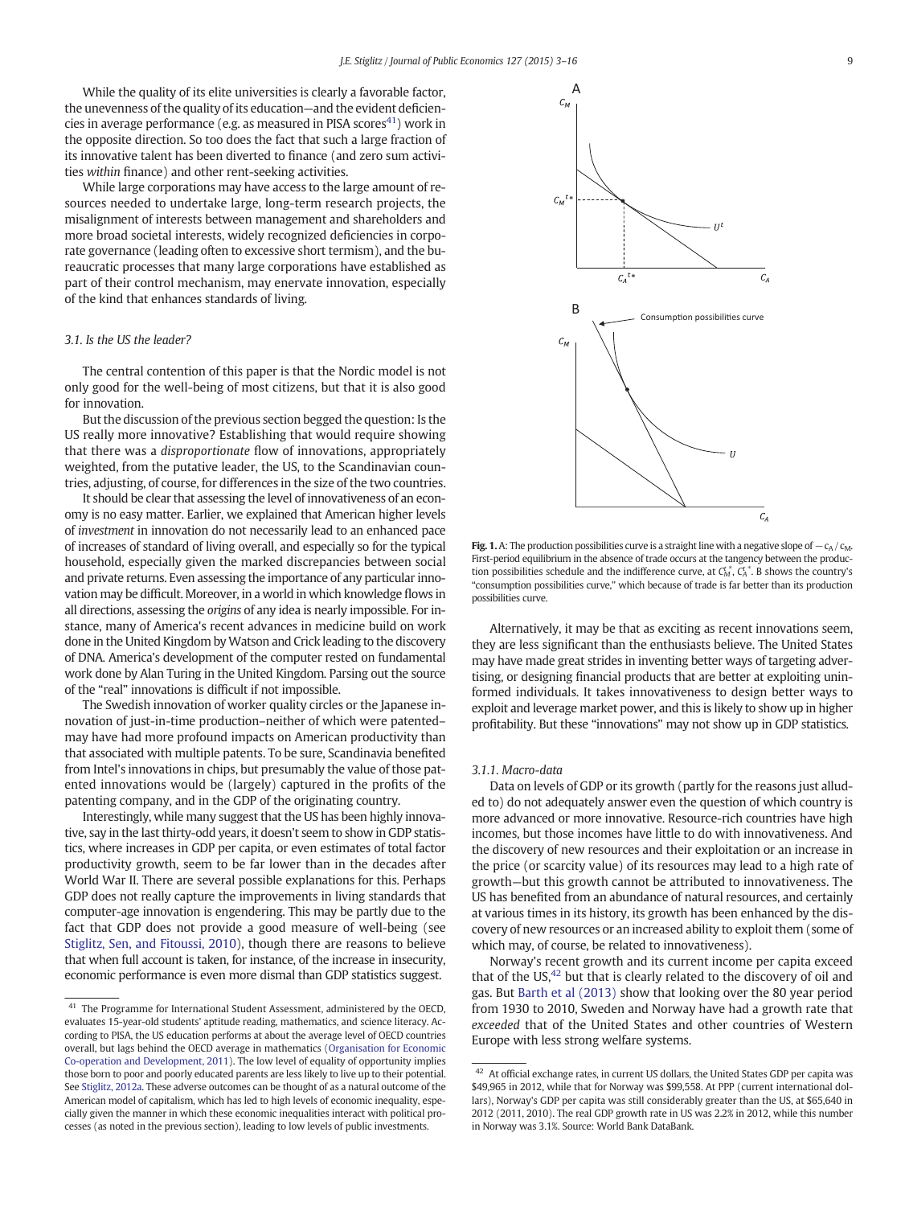While the quality of its elite universities is clearly a favorable factor, the unevenness of the quality of its education—and the evident deficiencies in average performance (e.g. as measured in PISA scores[41]) work in the opposite direction. So too does the fact that such a large fraction of its innovative talent has been diverted to finance (and zero sum activities *within* finance) and other rent-seeking activities.

While large corporations may have access to the large amount of resources needed to undertake large, long-term research projects, the misalignment of interests between management and shareholders and more broad societal interests, widely recognized deficiencies in corporate governance (leading often to excessive short termism), and the bureaucratic processes that many large corporations have established as part of their control mechanism, may enervate innovation, especially of the kind that enhances standards of living.

### 3.1. Is the US the leader?

The central contention of this paper is that the Nordic model is not only good for the well-being of most citizens, but that it is also good for innovation.

But the discussion of the previous section begged the question: Is the US really more innovative? Establishing that would require showing that there was a *disproportionate* flow of innovations, appropriately weighted, from the putative leader, the US, to the Scandinavian countries, adjusting, of course, for differences in the size of the two countries.

It should be clear that assessing the level of innovativeness of an economy is no easy matter. Earlier, we explained that American higher levels of *investment* in innovation do not necessarily lead to an enhanced pace of increases of standard of living overall, and especially so for the typical household, especially given the marked discrepancies between social and private returns. Even assessing the importance of any particular innovation may be difficult. Moreover, in a world in which knowledge flows in all directions, assessing the *origins* of any idea is nearly impossible. For instance, many of America's recent advances in medicine build on work done in the United Kingdom by Watson and Crick leading to the discovery of DNA. America's development of the computer rested on fundamental work done by Alan Turing in the United Kingdom. Parsing out the source of the "real" innovations is difficult if not impossible.

The Swedish innovation of worker quality circles or the Japanese innovation of just-in-time production–neither of which were patented–may have had more profound impacts on American productivity than that associated with multiple patents. To be sure, Scandinavia benefited from Intel's innovations in chips, but presumably the value of those patented innovations would be (largely) captured in the profits of the patenting company, and in the GDP of the originating country.

Interestingly, while many suggest that the US has been highly innovative, say in the last thirty-odd years, it doesn't seem to show in GDP statistics, where increases in GDP per capita, or even estimates of total factor productivity growth, seem to be far lower than in the decades after World War II. There are several possible explanations for this. Perhaps GDP does not really capture the improvements in living standards that computer-age innovation is engendering. This may be partly due to the fact that GDP does not provide a good measure of well-being (see Stiglitz, Sen, and Fitoussi, 2010), though there are reasons to believe that when full account is taken, for instance, of the increase in insecurity, economic performance is even more dismal than GDP statistics suggest.

A

$C_M$

$C_M^{t*}$

$U^t$

$C_A^{t*}$

$C_A$

B

Consumption possibilities curve

$C_M$

$U$

$C_A$

**Fig. 1.** A: The production possibilities curve is a straight line with a negative slope of $-c_A/c_M$. First-period equilibrium in the absence of trade occurs at the tangency between the production possibilities schedule and the indifference curve, at $C_M^{t*}$, $C_A^{t*}$. B shows the country's "consumption possibilities curve," which because of trade is far better than its production possibilities curve.

Alternatively, it may be that as exciting as recent innovations seem, they are less significant than the enthusiasts believe. The United States may have made great strides in inventing better ways of targeting advertising, or designing financial products that are better at exploiting uninformed individuals. It takes innovativeness to design better ways to exploit and leverage market power, and this is likely to show up in higher profitability. But these "innovations" may not show up in GDP statistics.

#### 3.1.1. Macro-data

Data on levels of GDP or its growth (partly for the reasons just alluded to) do not adequately answer even the question of which country is more advanced or more innovative. Resource-rich countries have high incomes, but those incomes have little to do with innovativeness. And the discovery of new resources and their exploitation or an increase in the price (or scarcity value) of its resources may lead to a high rate of growth—but this growth cannot be attributed to innovativeness. The US has benefited from an abundance of natural resources, and certainly at various times in its history, its growth has been enhanced by the discovery of new resources or an increased ability to exploit them (some of which may, of course, be related to innovativeness).

Norway's recent growth and its current income per capita exceed that of the US,[42] but that is clearly related to the discovery of oil and gas. But Barth et al (2013) show that looking over the 80 year period from 1930 to 2010, Sweden and Norway have had a growth rate that *exceeded* that of the United States and other countries of Western Europe with less strong welfare systems.

---

[41] The Programme for International Student Assessment, administered by the OECD, evaluates 15-year-old students' aptitude reading, mathematics, and science literacy. According to PISA, the US education performs at about the average level of OECD countries overall, but lags behind the OECD average in mathematics (Organisation for Economic Co-operation and Development, 2011). The low level of equality of opportunity implies those born to poor and poorly educated parents are less likely to live up to their potential. See Stiglitz, 2012a. These adverse outcomes can be thought of as a natural outcome of the American model of capitalism, which has led to high levels of economic inequality, especially given the manner in which these economic inequalities interact with political processes (as noted in the previous section), leading to low levels of public investments.

[42] At official exchange rates, in current US dollars, the United States GDP per capita was $49,965 in 2012, while that for Norway was $99,558. At PPP (current international dollars), Norway's GDP per capita was still considerably greater than the US, at $65,640 in 2012 (2011, 2010). The real GDP growth rate in US was 2.2% in 2012, while this number in Norway was 3.1%. Source: World Bank DataBank.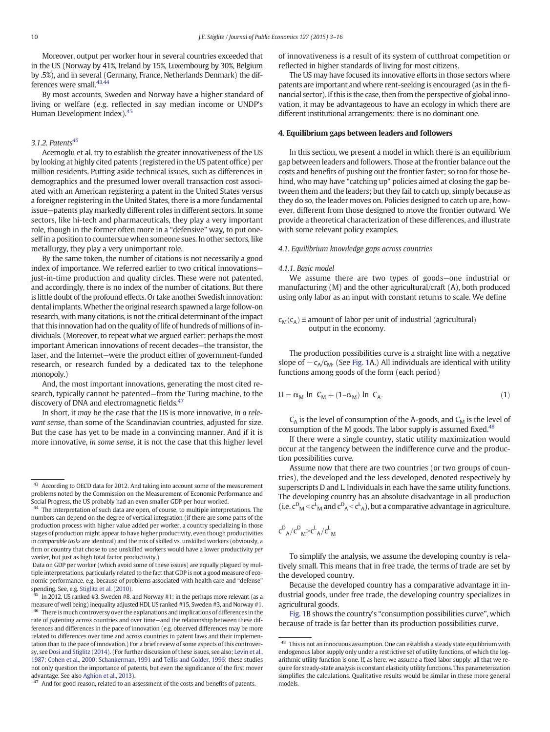Moreover, output per worker hour in several countries exceeded that in the US (Norway by 41%, Ireland by 15%, Luxembourg by 30%, Belgium by .5%), and in several (Germany, France, Netherlands Denmark) the differences were small.[43,44]

By most accounts, Sweden and Norway have a higher standard of living or welfare (e.g. reflected in say median income or UNDP's Human Development Index).[45]

### 3.1.2. Patents[46]

Acemoglu et al. try to establish the greater innovativeness of the US by looking at highly cited patents (registered in the US patent office) per million residents. Putting aside technical issues, such as differences in demographics and the presumed lower overall transaction cost associated with an American registering a patent in the United States versus a foreigner registering in the United States, there is a more fundamental issue—patents play markedly different roles in different sectors. In some sectors, like hi-tech and pharmaceuticals, they play a very important role, though in the former often more in a "defensive" way, to put oneself in a position to countersue when someone sues. In other sectors, like metallurgy, they play a very unimportant role.

By the same token, the number of citations is not necessarily a good index of importance. We referred earlier to two critical innovations—just-in-time production and quality circles. These were not patented, and accordingly, there is no index of the number of citations. But there is little doubt of the profound effects. Or take another Swedish innovation: dental implants. Whether the original research spawned a large follow-on research, with many citations, is not the critical determinant of the impact that this innovation had on the quality of life of hundreds of millions of individuals. (Moreover, to repeat what we argued earlier: perhaps the most important American innovations of recent decades—the transistor, the laser, and the Internet—were the product either of government-funded research, or research funded by a dedicated tax to the telephone monopoly.)

And, the most important innovations, generating the most cited research, typically cannot be patented—from the Turing machine, to the discovery of DNA and electromagnetic fields.[47]

In short, it *may* be the case that the US is more innovative, *in a relevant sense*, than some of the Scandinavian countries, adjusted for size. But the case has yet to be made in a convincing manner. And if it is more innovative, *in some sense*, it is not the case that this higher level of innovativeness is a result of its system of cutthroat competition or reflected in higher standards of living for most citizens.

The US may have focused its innovative efforts in those sectors where patents are important and where rent-seeking is encouraged (as in the financial sector). If this is the case, then from the perspective of global innovation, it may be advantageous to have an ecology in which there are different institutional arrangements: there is no dominant one.

## 4. Equilibrium gaps between leaders and followers

In this section, we present a model in which there is an equilibrium gap between leaders and followers. Those at the frontier balance out the costs and benefits of pushing out the frontier faster; so too for those behind, who may have "catching up" policies aimed at closing the gap between them and the leaders; but they fail to catch up, simply because as they do so, the leader moves on. Policies designed to catch up are, however, different from those designed to move the frontier outward. We provide a theoretical characterization of these differences, and illustrate with some relevant policy examples.

### 4.1. Equilibrium knowledge gaps across countries

#### 4.1.1. Basic model

We assume there are two types of goods—one industrial or manufacturing (M) and the other agricultural/craft (A), both produced using only labor as an input with constant returns to scale. We define

$c_M(c_A) \equiv$ amount of labor per unit of industrial (agricultural) output in the economy.

The production possibilities curve is a straight line with a negative slope of $-c_A/c_M$. (See Fig. 1A.) All individuals are identical with utility functions among goods of the form (each period)

$$U = \alpha_M \ln C_M + (1-\alpha_M) \ln C_A. \tag{1}$$

$C_A$ is the level of consumption of the A-goods, and $C_M$ is the level of consumption of the M goods. The labor supply is assumed fixed.[48]

If there were a single country, static utility maximization would occur at the tangency between the indifference curve and the production possibilities curve.

Assume now that there are two countries (or two groups of countries), the developed and the less developed, denoted respectively by superscripts D and L. Individuals in each have the same utility functions. The developing country has an absolute disadvantage in all production (i.e. $c^D_M < c^L_M$ and $c^D_A < c^L_A$), but a comparative advantage in agriculture.

$$c^D_A / c^D_M > c^L_A / c^L_M$$

To simplify the analysis, we assume the developing country is relatively small. This means that in free trade, the terms of trade are set by the developed country.

Because the developed country has a comparative advantage in industrial goods, under free trade, the developing country specializes in agricultural goods.

Fig. 1B shows the country's "consumption possibilities curve", which because of trade is far better than its production possibilities curve.

---

[43] According to OECD data for 2012. And taking into account some of the measurement problems noted by the Commission on the Measurement of Economic Performance and Social Progress, the US probably had an even smaller GDP per hour worked.

[44] The interpretation of such data are open, of course, to multiple interpretations. The numbers can depend on the degree of vertical integration (if there are some parts of the production process with higher value added per worker, a country specializing in those stages of production might appear to have higher productivity, even though productivities in *comparable tasks* are identical) and the mix of skilled vs. unskilled workers (obviously, a firm or country that chose to use unskilled workers would have a lower productivity *per worker*, but just as high total factor productivity.)

Data on GDP per worker (which avoid some of these issues) are equally plagued by multiple interpretations, particularly related to the fact that GDP is not a good measure of economic performance, e.g. because of problems associated with health care and "defense" spending. See, e.g. Stiglitz et al. (2010).

[45] In 2012, US ranked #3, Sweden #8, and Norway #1; in the perhaps more relevant (as a measure of well being) inequality adjusted HDI, US ranked #15, Sweden #3, and Norway #1.

[46] There is much controversy over the explanations and implications of differences in the rate of patenting across countries and over time—and the relationship between these differences and differences in the pace of innovation (e.g. observed differences may be more related to differences over time and across countries in patent laws and their implementation than to the pace of innovation.) For a brief review of some aspects of this controversy, see Dosi and Stiglitz (2014). (For further discussion of these issues, see also; Levin et al., 1987; Cohen et al., 2000; Schankerman, 1991 and Tellis and Golder, 1996; these studies not only question the importance of patents, but even the significance of the first mover advantage. See also Aghion et al., 2013).

[47] And for good reason, related to an assessment of the costs and benefits of patents.

[48] This is not an innocuous assumption. One can establish a steady state equilibrium with endogenous labor supply only under a restrictive set of utility functions, of which the logarithmic utility function is one. If, as here, we assume a fixed labor supply, all that we require for steady-state analysis is constant elasticity utility functions. This parameterization simplifies the calculations. Qualitative results would be similar in these more general models.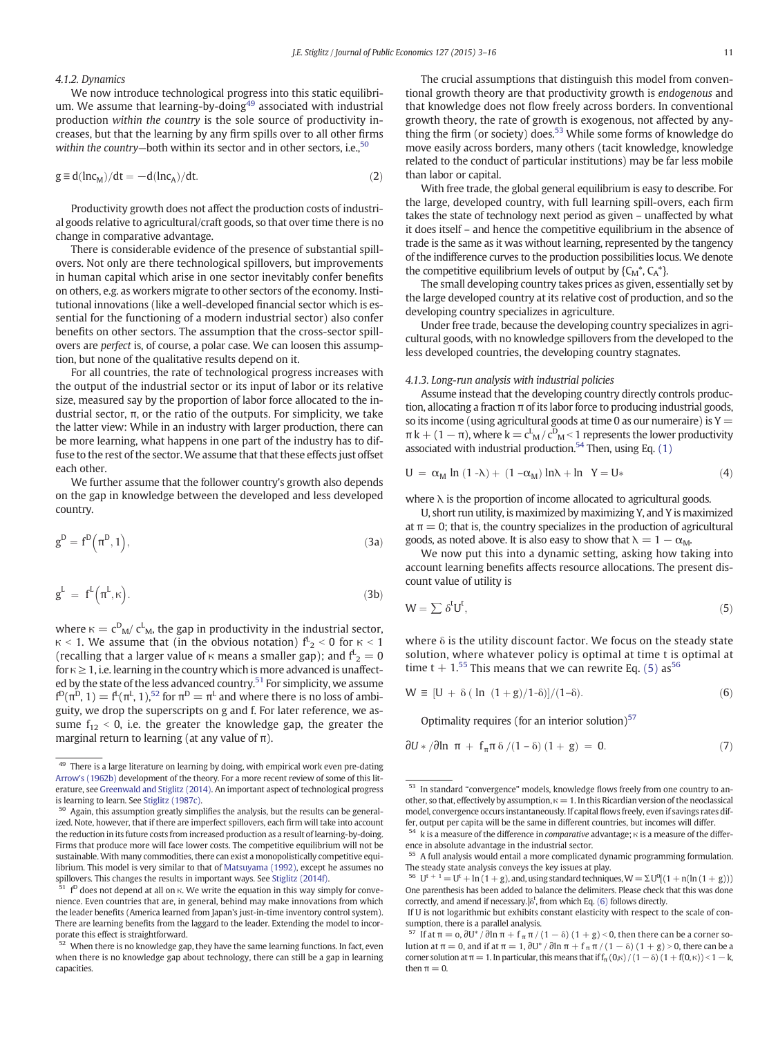#### 4.1.2. Dynamics

We now introduce technological progress into this static equilibrium. We assume that learning-by-doing[49] associated with industrial production *within the country* is the sole source of productivity increases, but that the learning by any firm spills over to all other firms *within the country*—both within its sector and in other sectors, i.e.,[50]

$$g \equiv d(\ln c_M)/dt = -d(\ln c_A)/dt. \tag{2}$$

Productivity growth does not affect the production costs of industrial goods relative to agricultural/craft goods, so that over time there is no change in comparative advantage.

There is considerable evidence of the presence of substantial spillovers. Not only are there technological spillovers, but improvements in human capital which arise in one sector inevitably confer benefits on others, e.g. as workers migrate to other sectors of the economy. Institutional innovations (like a well-developed financial sector which is essential for the functioning of a modern industrial sector) also confer benefits on other sectors. The assumption that the cross-sector spillovers are *perfect* is, of course, a polar case. We can loosen this assumption, but none of the qualitative results depend on it.

For all countries, the rate of technological progress increases with the output of the industrial sector or its input of labor or its relative size, measured say by the proportion of labor force allocated to the industrial sector, π, or the ratio of the outputs. For simplicity, we take the latter view: While in an industry with larger production, there can be more learning, what happens in one part of the industry has to diffuse to the rest of the sector. We assume that that these effects just offset each other.

We further assume that the follower country's growth also depends on the gap in knowledge between the developed and less developed country.

$$g^D = f^D\left(\pi^D, 1\right), \tag{3a}$$

$$g^L = f^L\left(\pi^L, \kappa\right). \tag{3b}$$

where $\kappa = c^D_M / c^L_M$, the gap in productivity in the industrial sector, $\kappa < 1$. We assume that (in the obvious notation) $f^L_2 < 0$ for $\kappa < 1$ (recalling that a larger value of κ means a smaller gap); and $f^L_2 = 0$ for $\kappa \geq 1$, i.e. learning in the country which is more advanced is unaffected by the state of the less advanced country.[51] For simplicity, we assume $f^D(\pi^D, 1) = f^L(\pi^L, 1)$,[52] for $\pi^D = \pi^L$ and where there is no loss of ambiguity, we drop the superscripts on g and f. For later reference, we assume $f_{12} < 0$, i.e. the greater the knowledge gap, the greater the marginal return to learning (at any value of π).

The crucial assumptions that distinguish this model from conventional growth theory are that productivity growth is *endogenous* and that knowledge does not flow freely across borders. In conventional growth theory, the rate of growth is exogenous, not affected by anything the firm (or society) does.[53] While some forms of knowledge do move easily across borders, many others (tacit knowledge, knowledge related to the conduct of particular institutions) may be far less mobile than labor or capital.

With free trade, the global general equilibrium is easy to describe. For the large, developed country, with full learning spill-overs, each firm takes the state of technology next period as given – unaffected by what it does itself – and hence the competitive equilibrium in the absence of trade is the same as it was without learning, represented by the tangency of the indifference curves to the production possibilities locus. We denote the competitive equilibrium levels of output by $\{C_M^*, C_A^*\}$.

The small developing country takes prices as given, essentially set by the large developed country at its relative cost of production, and so the developing country specializes in agriculture.

Under free trade, because the developing country specializes in agricultural goods, with no knowledge spillovers from the developed to the less developed countries, the developing country stagnates.

#### 4.1.3. Long-run analysis with industrial policies

Assume instead that the developing country directly controls production, allocating a fraction π of its labor force to producing industrial goods, so its income (using agricultural goods at time 0 as our numeraire) is $Y = \pi k + (1 - \pi)$, where $k = c^L_M / c^D_M < 1$ represents the lower productivity associated with industrial production.[54] Then, using Eq. (1)

$$U = \alpha_M \ln(1 - \lambda) + (1 - \alpha_M)\ln\lambda + \ln Y = U* \tag{4}$$

where λ is the proportion of income allocated to agricultural goods.

U, short run utility, is maximized by maximizing Y, and Y is maximized at π = 0; that is, the country specializes in the production of agricultural goods, as noted above. It is also easy to show that $\lambda = 1 - \alpha_M$.

We now put this into a dynamic setting, asking how taking into account learning benefits affects resource allocations. The present discount value of utility is

$$W = \sum \delta^t U^t, \tag{5}$$

where δ is the utility discount factor. We focus on the steady state solution, where whatever policy is optimal at time t is optimal at time t + 1.[55] This means that we can rewrite Eq. (5) as[56]

$$W \equiv [U + \delta(\ln(1 + g)/1 - \delta)]/(1 - \delta). \tag{6}$$

Optimality requires (for an interior solution)[57]

$$\partial U*/\partial \ln \pi + f_\pi \pi \delta/(1 - \delta)(1 + g) = 0. \tag{7}$$

---

[49] There is a large literature on learning by doing, with empirical work even pre-dating Arrow's (1962b) development of the theory. For a more recent review of some of this literature, see Greenwald and Stiglitz (2014). An important aspect of technological progress is learning to learn. See Stiglitz (1987c).

[50] Again, this assumption greatly simplifies the analysis, but the results can be generalized. Note, however, that if there are imperfect spillovers, each firm will take into account the reduction in its future costs from increased production as a result of learning-by-doing. Firms that produce more will face lower costs. The competitive equilibrium will not be sustainable. With many commodities, there can exist a monopolistically competitive equilibrium. This model is very similar to that of Matsuyama (1992), except he assumes no spillovers. This changes the results in important ways. See Stiglitz (2014f).

[51] $f^D$ does not depend at all on κ. We write the equation in this way simply for convenience. Even countries that are, in general, behind may make innovations from which the leader benefits (America learned from Japan's just-in-time inventory control system). There are learning benefits from the laggard to the leader. Extending the model to incorporate this effect is straightforward.

[52] When there is no knowledge gap, they have the same learning functions. In fact, even when there is no knowledge gap about technology, there can still be a gap in learning capacities.

[53] In standard "convergence" models, knowledge flows freely from one country to another, so that, effectively by assumption, κ = 1. In this Ricardian version of the neoclassical model, convergence occurs instantaneously. If capital flows freely, even if savings rates differ, output per capita will be the same in different countries, but incomes will differ.

[54] k is a measure of the difference in *comparative* advantage; κ is a measure of the difference in absolute advantage in the industrial sector.

[55] A full analysis would entail a more complicated dynamic programming formulation. The steady state analysis conveys the key issues at play.

[56] $U^{t+1} = U^t + \ln(1 + g)$, and, using standard techniques, $W = \Sigma U^0[(1 + n(\ln(1 + g)))$ One parenthesis has been added to balance the delimiters. Please check that this was done correctly, and amend if necessary.]$\delta^t$, from which Eq. (6) follows directly.

If U is not logarithmic but exhibits constant elasticity with respect to the scale of consumption, there is a parallel analysis.

[57] If at π = o, $\partial U^*/\partial \ln \pi + f_\pi \pi/(1 - \delta)(1 + g) < 0$, then there can be a corner solution at π = 0, and if at π = 1, $\partial U^*/\partial \ln \pi + f_\pi \pi/(1 - \delta)(1 + g) > 0$, there can be a corner solution at π = 1. In particular, this means that if $f_\pi(0,\kappa)/(1 - \delta)(1 + f(0,\kappa)) < 1 - k$, then π = 0.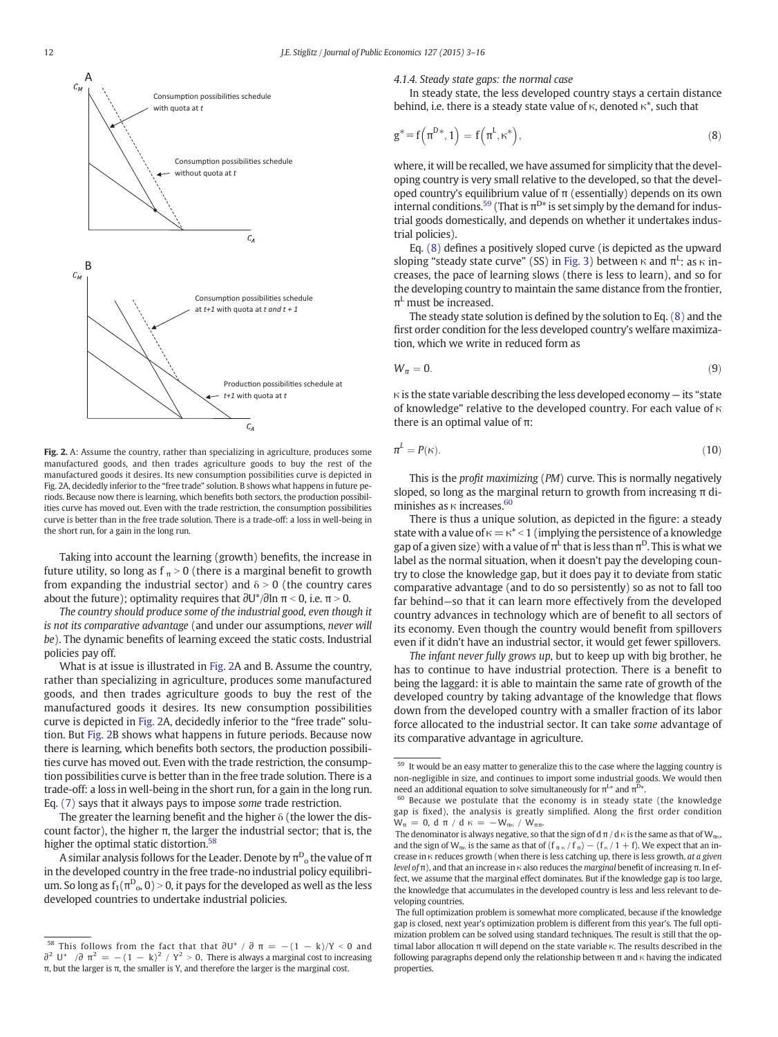Fig. 2. A: Assume the country, rather than specializing in agriculture, produces some manufactured goods, and then trades agriculture goods to buy the rest of the manufactured goods it desires. Its new consumption possibilities curve is depicted in Fig. 2A, decidedly inferior to the "free trade" solution. B shows what happens in future periods. Because now there is learning, which benefits both sectors, the production possibilities curve has moved out. Even with the trade restriction, the consumption possibilities curve is better than in the free trade solution. There is a trade-off: a loss in well-being in the short run, for a gain in the long run.

Taking into account the learning (growth) benefits, the increase in future utility, so long as $f_\pi > 0$ (there is a marginal benefit to growth from expanding the industrial sector) and $\delta > 0$ (the country cares about the future); optimality requires that $\partial U^*/\partial \ln \pi < 0$, i.e. $\pi > 0$.

*The country should produce some of the industrial good, even though it is not its comparative advantage* (and under our assumptions, *never will be*). The dynamic benefits of learning exceed the static costs. Industrial policies pay off.

What is at issue is illustrated in Fig. 2A and B. Assume the country, rather than specializing in agriculture, produces some manufactured goods, and then trades agriculture goods to buy the rest of the manufactured goods it desires. Its new consumption possibilities curve is depicted in Fig. 2A, decidedly inferior to the "free trade" solution. But Fig. 2B shows what happens in future periods. Because now there is learning, which benefits both sectors, the production possibilities curve has moved out. Even with the trade restriction, the consumption possibilities curve is better than in the free trade solution. There is a trade-off: a loss in well-being in the short run, for a gain in the long run. Eq. (7) says that it always pays to impose *some* trade restriction.

The greater the learning benefit and the higher $\delta$ (the lower the discount factor), the higher $\pi$, the larger the industrial sector; that is, the higher the optimal static distortion.[58]

A similar analysis follows for the Leader. Denote by $\pi^D_o$ the value of $\pi$ in the developed country in the free trade-no industrial policy equilibrium. So long as $f_1(\pi^D_o, 0) > 0$, it pays for the developed as well as the less developed countries to undertake industrial policies.

#### 4.1.4. Steady state gaps: the normal case

In steady state, the less developed country stays a certain distance behind, i.e. there is a steady state value of $\kappa$, denoted $\kappa^*$, such that

$$g^* \equiv f\left(\pi^{D*}, 1\right) = f\left(\pi^L, \kappa^*\right), \tag{8}$$

where, it will be recalled, we have assumed for simplicity that the developing country is very small relative to the developed, so that the developed country's equilibrium value of $\pi$ (essentially) depends on its own internal conditions.[59] (That is $\pi^{D*}$ is set simply by the demand for industrial goods domestically, and depends on whether it undertakes industrial policies).

Eq. (8) defines a positively sloped curve (is depicted as the upward sloping "steady state curve" (SS) in Fig. 3) between $\kappa$ and $\pi^L$: as $\kappa$ increases, the pace of learning slows (there is less to learn), and so for the developing country to maintain the same distance from the frontier, $\pi^L$ must be increased.

The steady state solution is defined by the solution to Eq. (8) and the first order condition for the less developed country's welfare maximization, which we write in reduced form as

$$W_\pi = 0. \tag{9}$$

$\kappa$ is the state variable describing the less developed economy — its "state of knowledge" relative to the developed country. For each value of $\kappa$ there is an optimal value of $\pi$:

$$\pi^L = P(\kappa). \tag{10}$$

This is the *profit maximizing* (*PM*) curve. This is normally negatively sloped, so long as the marginal return to growth from increasing $\pi$ diminishes as $\kappa$ increases.[60]

There is thus a unique solution, as depicted in the figure: a steady state with a value of $\kappa = \kappa^* < 1$ (implying the persistence of a knowledge gap of a given size) with a value of $\pi^L$ that is less than $\pi^D$. This is what we label as the normal situation, when it doesn't pay the developing country to close the knowledge gap, but it does pay it to deviate from static comparative advantage (and to do so persistently) so as not to fall too far behind—so that it can learn more effectively from the developed country advances in technology which are of benefit to all sectors of its economy. Even though the country would benefit from spillovers even if it didn't have an industrial sector, it would get fewer spillovers.

*The infant never fully grows up*, but to keep up with big brother, he has to continue to have industrial protection. There is a benefit to being the laggard: it is able to maintain the same rate of growth of the developed country by taking advantage of the knowledge that flows down from the developed country with a smaller fraction of its labor force allocated to the industrial sector. It can take *some* advantage of its comparative advantage in agriculture.

---

[58] This follows from the fact that that $\partial U^* / \partial \pi = -(1-k)/Y < 0$ and $\partial^2 U^* / \partial \pi^2 = -(1-k)^2 / Y^2 > 0$. There is always a marginal cost to increasing $\pi$, but the larger is $\pi$, the smaller is Y, and therefore the larger is the marginal cost.

[59] It would be an easy matter to generalize this to the case where the lagging country is non-negligible in size, and continues to import some industrial goods. We would then need an additional equation to solve simultaneously for $\pi^{L*}$ and $\pi^{D*}$.

[60] Because we postulate that the economy is in steady state (the knowledge gap is fixed), the analysis is greatly simplified. Along the first order condition $W_\pi = 0$, $d\pi / d\kappa = -W_{\pi\kappa} / W_{\pi\pi}$.

The denominator is always negative, so that the sign of $d\pi / d\kappa$ is the same as that of $W_{\pi\kappa}$, and the sign of $W_{\pi\kappa}$ is the same as that of $(f_{\pi\kappa} / f_\pi) - (f_\kappa / 1 + f)$. We expect that an increase in $\kappa$ reduces growth (when there is less catching up, there is less growth, *at a given level of* $\pi$), and that an increase in $\kappa$ also reduces the *marginal* benefit of increasing $\pi$. In effect, we assume that the marginal effect dominates. But if the knowledge gap is too large, the knowledge that accumulates in the developed country is less and less relevant to developing countries.

The full optimization problem is somewhat more complicated, because if the knowledge gap is closed, next year's optimization problem is different from this year's. The full optimization problem can be solved using standard techniques. The result is still that the optimal labor allocation $\pi$ will depend on the state variable $\kappa$. The results described in the following paragraphs depend only the relationship between $\pi$ and $\kappa$ having the indicated properties.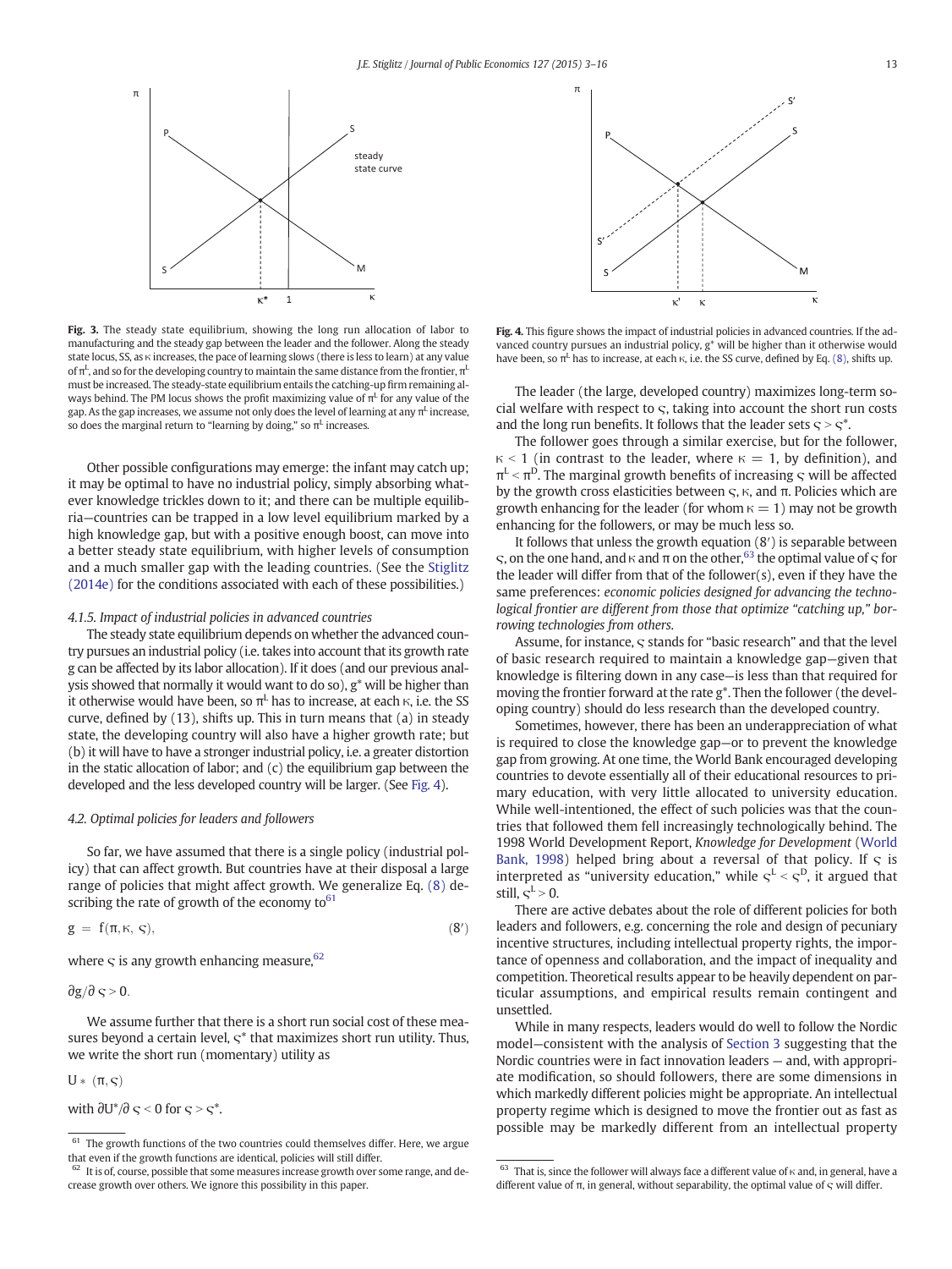Fig. 3. The steady state equilibrium, showing the long run allocation of labor to manufacturing and the steady gap between the leader and the follower. Along the steady state locus, SS, as κ increases, the pace of learning slows (there is less to learn) at any value of $\pi^L$, and so for the developing country to maintain the same distance from the frontier, $\pi^L$ must be increased. The steady-state equilibrium entails the catching-up firm remaining always behind. The PM locus shows the profit maximizing value of $\pi^L$ for any value of the gap. As the gap increases, we assume not only does the level of learning at any $\pi^L$ increase, so does the marginal return to "learning by doing," so $\pi^L$ increases.

Fig. 4. This figure shows the impact of industrial policies in advanced countries. If the advanced country pursues an industrial policy, g* will be higher than it otherwise would have been, so $\pi^L$ has to increase, at each κ, i.e. the SS curve, defined by Eq. (8), shifts up.

Other possible configurations may emerge: the infant may catch up; it may be optimal to have no industrial policy, simply absorbing whatever knowledge trickles down to it; and there can be multiple equilibria—countries can be trapped in a low level equilibrium marked by a high knowledge gap, but with a positive enough boost, can move into a better steady state equilibrium, with higher levels of consumption and a much smaller gap with the leading countries. (See the Stiglitz (2014e) for the conditions associated with each of these possibilities.)

#### 4.1.5. Impact of industrial policies in advanced countries

The steady state equilibrium depends on whether the advanced country pursues an industrial policy (i.e. takes into account that its growth rate g can be affected by its labor allocation). If it does (and our previous analysis showed that normally it would want to do so), g* will be higher than it otherwise would have been, so $\pi^L$ has to increase, at each κ, i.e. the SS curve, defined by (13), shifts up. This in turn means that (a) in steady state, the developing country will also have a higher growth rate; but (b) it will have to have a stronger industrial policy, i.e. a greater distortion in the static allocation of labor; and (c) the equilibrium gap between the developed and the less developed country will be larger. (See Fig. 4).

### 4.2. Optimal policies for leaders and followers

So far, we have assumed that there is a single policy (industrial policy) that can affect growth. But countries have at their disposal a large range of policies that might affect growth. We generalize Eq. (8) describing the rate of growth of the economy to[61]

$$g = f(\pi, \kappa, \varsigma), \qquad (8')$$

where ς is any growth enhancing measure,[62]

$\partial g/\partial \varsigma > 0.$

We assume further that there is a short run social cost of these measures beyond a certain level, ς* that maximizes short run utility. Thus, we write the short run (momentary) utility as

$U*(\pi, \varsigma)$

with $\partial U^*/\partial \varsigma < 0$ for $\varsigma > \varsigma^*$.

The leader (the large, developed country) maximizes long-term social welfare with respect to ς, taking into account the short run costs and the long run benefits. It follows that the leader sets $\varsigma > \varsigma^*$.

The follower goes through a similar exercise, but for the follower, $\kappa < 1$ (in contrast to the leader, where $\kappa = 1$, by definition), and $\pi^L < \pi^D$. The marginal growth benefits of increasing ς will be affected by the growth cross elasticities between ς, κ, and π. Policies which are growth enhancing for the leader (for whom $\kappa = 1$) may not be growth enhancing for the followers, or may be much less so.

It follows that unless the growth equation (8′) is separable between ς, on the one hand, and κ and π on the other,[63] the optimal value of ς for the leader will differ from that of the follower(s), even if they have the same preferences: *economic policies designed for advancing the technological frontier are different from those that optimize "catching up," borrowing technologies from others.*

Assume, for instance, ς stands for "basic research" and that the level of basic research required to maintain a knowledge gap—given that knowledge is filtering down in any case—is less than that required for moving the frontier forward at the rate g*. Then the follower (the developing country) should do less research than the developed country.

Sometimes, however, there has been an underappreciation of what is required to close the knowledge gap—or to prevent the knowledge gap from growing. At one time, the World Bank encouraged developing countries to devote essentially all of their educational resources to primary education, with very little allocated to university education. While well-intentioned, the effect of such policies was that the countries that followed them fell increasingly technologically behind. The 1998 World Development Report, *Knowledge for Development* (World Bank, 1998) helped bring about a reversal of that policy. If ς is interpreted as "university education," while $\varsigma^L < \varsigma^D$, it argued that still, $\varsigma^L > 0$.

There are active debates about the role of different policies for both leaders and followers, e.g. concerning the role and design of pecuniary incentive structures, including intellectual property rights, the importance of openness and collaboration, and the impact of inequality and competition. Theoretical results appear to be heavily dependent on particular assumptions, and empirical results remain contingent and unsettled.

While in many respects, leaders would do well to follow the Nordic model—consistent with the analysis of Section 3 suggesting that the Nordic countries were in fact innovation leaders — and, with appropriate modification, so should followers, there are some dimensions in which markedly different policies might be appropriate. An intellectual property regime which is designed to move the frontier out as fast as possible may be markedly different from an intellectual property

---

[61] The growth functions of the two countries could themselves differ. Here, we argue that even if the growth functions are identical, policies will still differ.

[62] It is of, course, possible that some measures increase growth over some range, and decrease growth over others. We ignore this possibility in this paper.

[63] That is, since the follower will always face a different value of κ and, in general, have a different value of π, in general, without separability, the optimal value of ς will differ.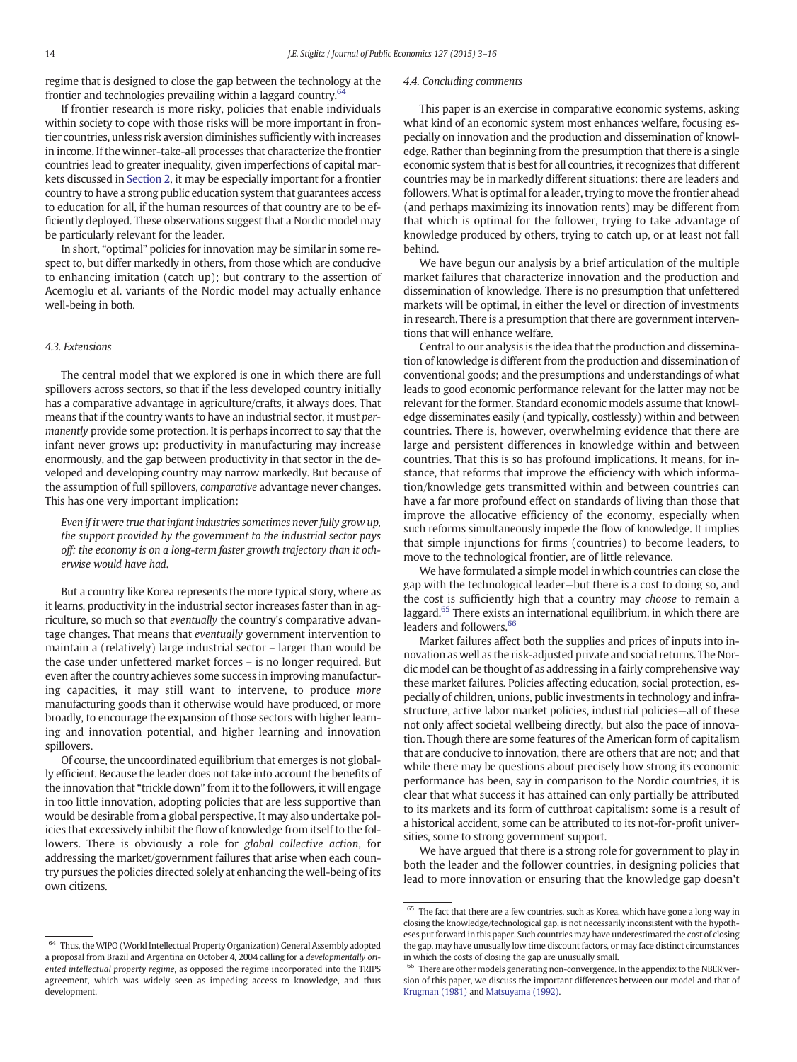regime that is designed to close the gap between the technology at the frontier and technologies prevailing within a laggard country.[64]

If frontier research is more risky, policies that enable individuals within society to cope with those risks will be more important in frontier countries, unless risk aversion diminishes sufficiently with increases in income. If the winner-take-all processes that characterize the frontier countries lead to greater inequality, given imperfections of capital markets discussed in Section 2, it may be especially important for a frontier country to have a strong public education system that guarantees access to education for all, if the human resources of that country are to be efficiently deployed. These observations suggest that a Nordic model may be particularly relevant for the leader.

In short, "optimal" policies for innovation may be similar in some respect to, but differ markedly in others, from those which are conducive to enhancing imitation (catch up); but contrary to the assertion of Acemoglu et al. variants of the Nordic model may actually enhance well-being in both.

### 4.3. Extensions

The central model that we explored is one in which there are full spillovers across sectors, so that if the less developed country initially has a comparative advantage in agriculture/crafts, it always does. That means that if the country wants to have an industrial sector, it must *permanently* provide some protection. It is perhaps incorrect to say that the infant never grows up: productivity in manufacturing may increase enormously, and the gap between productivity in that sector in the developed and developing country may narrow markedly. But because of the assumption of full spillovers, *comparative* advantage never changes. This has one very important implication:

> *Even if it were true that infant industries sometimes never fully grow up, the support provided by the government to the industrial sector pays off: the economy is on a long-term faster growth trajectory than it otherwise would have had.*

But a country like Korea represents the more typical story, where as it learns, productivity in the industrial sector increases faster than in agriculture, so much so that *eventually* the country's comparative advantage changes. That means that *eventually* government intervention to maintain a (relatively) large industrial sector – larger than would be the case under unfettered market forces – is no longer required. But even after the country achieves some success in improving manufacturing capacities, it may still want to intervene, to produce *more* manufacturing goods than it otherwise would have produced, or more broadly, to encourage the expansion of those sectors with higher learning and innovation potential, and higher learning and innovation spillovers.

Of course, the uncoordinated equilibrium that emerges is not globally efficient. Because the leader does not take into account the benefits of the innovation that "trickle down" from it to the followers, it will engage in too little innovation, adopting policies that are less supportive than would be desirable from a global perspective. It may also undertake policies that excessively inhibit the flow of knowledge from itself to the followers. There is obviously a role for *global collective action*, for addressing the market/government failures that arise when each country pursues the policies directed solely at enhancing the well-being of its own citizens.

### 4.4. Concluding comments

This paper is an exercise in comparative economic systems, asking what kind of an economic system most enhances welfare, focusing especially on innovation and the production and dissemination of knowledge. Rather than beginning from the presumption that there is a single economic system that is best for all countries, it recognizes that different countries may be in markedly different situations: there are leaders and followers. What is optimal for a leader, trying to move the frontier ahead (and perhaps maximizing its innovation rents) may be different from that which is optimal for the follower, trying to take advantage of knowledge produced by others, trying to catch up, or at least not fall behind.

We have begun our analysis by a brief articulation of the multiple market failures that characterize innovation and the production and dissemination of knowledge. There is no presumption that unfettered markets will be optimal, in either the level or direction of investments in research. There is a presumption that there are government interventions that will enhance welfare.

Central to our analysis is the idea that the production and dissemination of knowledge is different from the production and dissemination of conventional goods; and the presumptions and understandings of what leads to good economic performance relevant for the latter may not be relevant for the former. Standard economic models assume that knowledge disseminates easily (and typically, costlessly) within and between countries. There is, however, overwhelming evidence that there are large and persistent differences in knowledge within and between countries. That this is so has profound implications. It means, for instance, that reforms that improve the efficiency with which information/knowledge gets transmitted within and between countries can have a far more profound effect on standards of living than those that improve the allocative efficiency of the economy, especially when such reforms simultaneously impede the flow of knowledge. It implies that simple injunctions for firms (countries) to become leaders, to move to the technological frontier, are of little relevance.

We have formulated a simple model in which countries can close the gap with the technological leader—but there is a cost to doing so, and the cost is sufficiently high that a country may *choose* to remain a laggard.[65] There exists an international equilibrium, in which there are leaders and followers.[66]

Market failures affect both the supplies and prices of inputs into innovation as well as the risk-adjusted private and social returns. The Nordic model can be thought of as addressing in a fairly comprehensive way these market failures. Policies affecting education, social protection, especially of children, unions, public investments in technology and infrastructure, active labor market policies, industrial policies—all of these not only affect societal wellbeing directly, but also the pace of innovation. Though there are some features of the American form of capitalism that are conducive to innovation, there are others that are not; and that while there may be questions about precisely how strong its economic performance has been, say in comparison to the Nordic countries, it is clear that what success it has attained can only partially be attributed to its markets and its form of cutthroat capitalism: some is a result of a historical accident, some can be attributed to its not-for-profit universities, some to strong government support.

We have argued that there is a strong role for government to play in both the leader and the follower countries, in designing policies that lead to more innovation or ensuring that the knowledge gap doesn't

---

[64] Thus, the WIPO (World Intellectual Property Organization) General Assembly adopted a proposal from Brazil and Argentina on October 4, 2004 calling for a *developmentally oriented intellectual property regime*, as opposed the regime incorporated into the TRIPS agreement, which was widely seen as impeding access to knowledge, and thus development.

[65] The fact that there are a few countries, such as Korea, which have gone a long way in closing the knowledge/technological gap, is not necessarily inconsistent with the hypotheses put forward in this paper. Such countries may have underestimated the cost of closing the gap, may have unusually low time discount factors, or may face distinct circumstances in which the costs of closing the gap are unusually small.

[66] There are other models generating non-convergence. In the appendix to the NBER version of this paper, we discuss the important differences between our model and that of Krugman (1981) and Matsuyama (1992).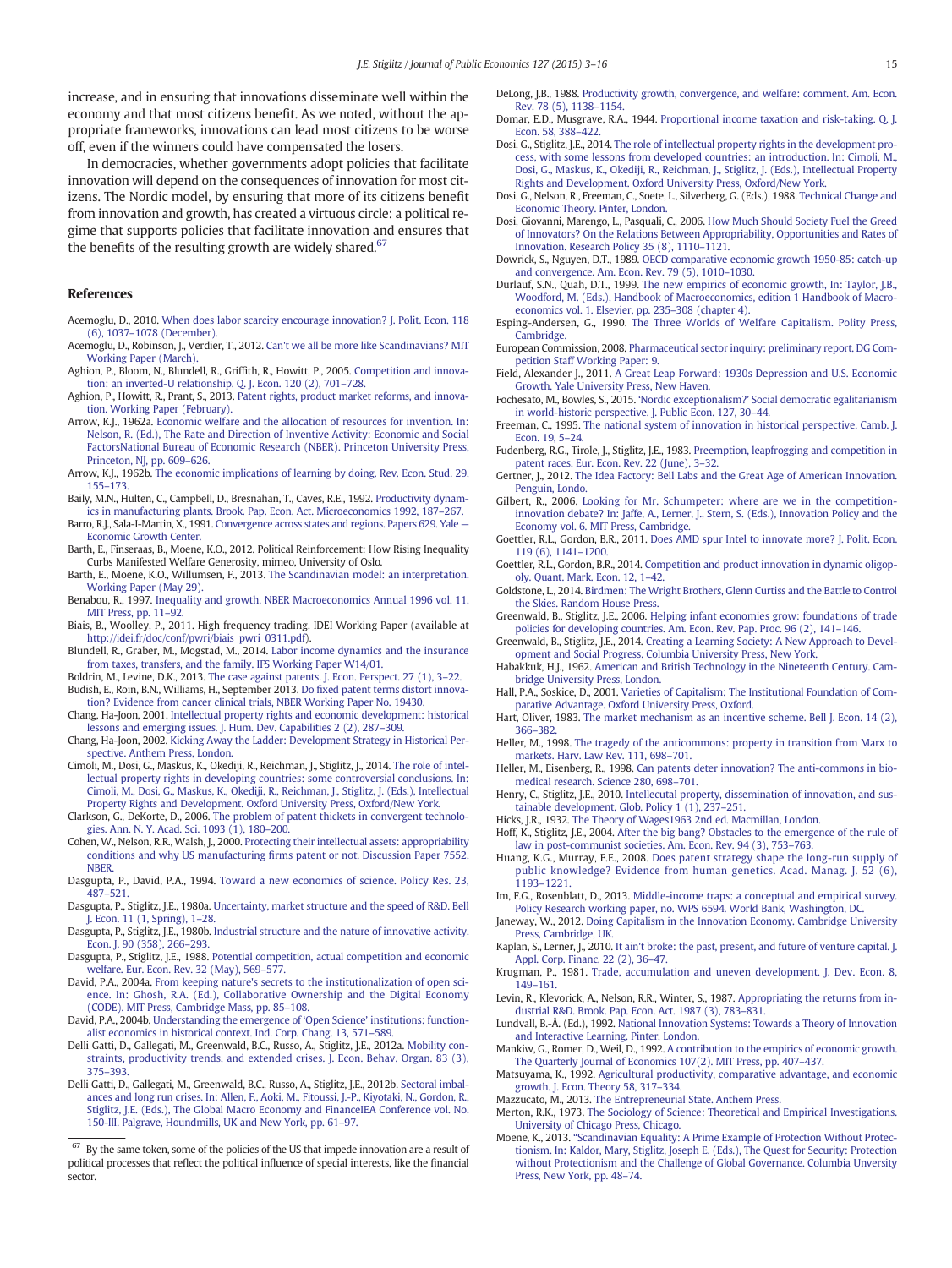increase, and in ensuring that innovations disseminate well within the economy and that most citizens benefit. As we noted, without the appropriate frameworks, innovations can lead most citizens to be worse off, even if the winners could have compensated the losers.

In democracies, whether governments adopt policies that facilitate innovation will depend on the consequences of innovation for most citizens. The Nordic model, by ensuring that more of its citizens benefit from innovation and growth, has created a virtuous circle: a political regime that supports policies that facilitate innovation and ensures that the benefits of the resulting growth are widely shared.[67]

## References

Acemoglu, D., 2010. When does labor scarcity encourage innovation? J. Polit. Econ. 118 (6), 1037–1078 (December).

Acemoglu, D., Robinson, J., Verdier, T., 2012. Can't we all be more like Scandinavians? MIT Working Paper (March).

Aghion, P., Bloom, N., Blundell, R., Griffith, R., Howitt, P., 2005. Competition and innovation: an inverted-U relationship. Q. J. Econ. 120 (2), 701–728.

Aghion, P., Howitt, R., Prant, S., 2013. Patent rights, product market reforms, and innovation. Working Paper (February).

Arrow, K.J., 1962a. Economic welfare and the allocation of resources for invention. In: Nelson, R. (Ed.), The Rate and Direction of Inventive Activity: Economic and Social FactorsNational Bureau of Economic Research (NBER). Princeton University Press, Princeton, NJ, pp. 609–626.

Arrow, K.J., 1962b. The economic implications of learning by doing. Rev. Econ. Stud. 29, 155–173.

Baily, M.N., Hulten, C., Campbell, D., Bresnahan, T., Caves, R.E., 1992. Productivity dynamics in manufacturing plants. Brook. Pap. Econ. Act. Microeconomics 1992, 187–267.

Barro, R.J., Sala-I-Martin, X., 1991. Convergence across states and regions. Papers 629. Yale — Economic Growth Center.

Barth, E., Finseraas, B., Moene, K.O., 2012. Political Reinforcement: How Rising Inequality Curbs Manifested Welfare Generosity, mimeo, University of Oslo.

Barth, E., Moene, K.O., Willumsen, F., 2013. The Scandinavian model: an interpretation. Working Paper (May 29).

Benabou, R., 1997. Inequality and growth. NBER Macroeconomics Annual 1996 vol. 11. MIT Press, pp. 11–92.

Biais, B., Woolley, P., 2011. High frequency trading. IDEI Working Paper (available at http://idei.fr/doc/conf/pwri/biais_pwri_0311.pdf).

Blundell, R., Graber, M., Mogstad, M., 2014. Labor income dynamics and the insurance from taxes, transfers, and the family. IFS Working Paper W14/01.

Boldrin, M., Levine, D.K., 2013. The case against patents. J. Econ. Perspect. 27 (1), 3–22.

Budish, E., Roin, B.N., Williams, H., September 2013. Do fixed patent terms distort innovation? Evidence from cancer clinical trials, NBER Working Paper No. 19430.

Chang, Ha-Joon, 2001. Intellectual property rights and economic development: historical lessons and emerging issues. J. Hum. Dev. Capabilities 2 (2), 287–309.

Chang, Ha-Joon, 2002. Kicking Away the Ladder: Development Strategy in Historical Perspective. Anthem Press, London.

Cimoli, M., Dosi, G., Maskus, K., Okediji, R., Reichman, J., Stiglitz, J., 2014. The role of intellectual property rights in developing countries: some controversial conclusions. In: Cimoli, M., Dosi, G., Maskus, K., Okediji, R., Reichman, J., Stiglitz, J. (Eds.), Intellectual Property Rights and Development. Oxford University Press, Oxford/New York.

Clarkson, G., DeKorte, D., 2006. The problem of patent thickets in convergent technologies. Ann. N. Y. Acad. Sci. 1093 (1), 180–200.

Cohen, W., Nelson, R.R., Walsh, J., 2000. Protecting their intellectual assets: appropriability conditions and why US manufacturing firms patent or not. Discussion Paper 7552. NBER.

Dasgupta, P., David, P.A., 1994. Toward a new economics of science. Policy Res. 23, 487–521.

Dasgupta, P., Stiglitz, J.E., 1980a. Uncertainty, market structure and the speed of R&D. Bell J. Econ. 11 (1, Spring), 1–28.

Dasgupta, P., Stiglitz, J.E., 1980b. Industrial structure and the nature of innovative activity. Econ. J. 90 (358), 266–293.

Dasgupta, P., Stiglitz, J.E., 1988. Potential competition, actual competition and economic welfare. Eur. Econ. Rev. 32 (May), 569–577.

David, P.A., 2004a. From keeping nature's secrets to the institutionalization of open science. In: Ghosh, R.A. (Ed.), Collaborative Ownership and the Digital Economy (CODE). MIT Press, Cambridge Mass, pp. 85–108.

David, P.A., 2004b. Understanding the emergence of 'Open Science' institutions: functionalist economics in historical context. Ind. Corp. Chang. 13, 571–589.

Delli Gatti, D., Gallegati, M., Greenwald, B.C., Russo, A., Stiglitz, J.E., 2012a. Mobility constraints, productivity trends, and extended crises. J. Econ. Behav. Organ. 83 (3), 375–393.

Delli Gatti, D., Gallegati, M., Greenwald, B.C., Russo, A., Stiglitz, J.E., 2012b. Sectoral imbalances and long run crises. In: Allen, F., Aoki, M., Fitoussi, J.-P., Kiyotaki, N., Gordon, R., Stiglitz, J.E. (Eds.), The Global Macro Economy and FinanceIEA Conference vol. No. 150-III. Palgrave, Houndmills, UK and New York, pp. 61–97.

DeLong, J.B., 1988. Productivity growth, convergence, and welfare: comment. Am. Econ. Rev. 78 (5), 1138–1154.

Domar, E.D., Musgrave, R.A., 1944. Proportional income taxation and risk-taking. Q. J. Econ. 58, 388–422.

Dosi, G., Stiglitz, J.E., 2014. The role of intellectual property rights in the development process, with some lessons from developed countries: an introduction. In: Cimoli, M., Dosi, G., Maskus, K., Okediji, R., Reichman, J., Stiglitz, J. (Eds.), Intellectual Property Rights and Development. Oxford University Press, Oxford/New York.

Dosi, G., Nelson, R., Freeman, C., Soete, L., Silverberg, G. (Eds.), 1988. Technical Change and Economic Theory. Pinter, London.

Dosi, Giovanni, Marengo, L., Pasquali, C., 2006. How Much Should Society Fuel the Greed of Innovators? On the Relations Between Appropriability, Opportunities and Rates of Innovation. Research Policy 35 (8), 1110–1121.

Dowrick, S., Nguyen, D.T., 1989. OECD comparative economic growth 1950-85: catch-up and convergence. Am. Econ. Rev. 79 (5), 1010–1030.

Durlauf, S.N., Quah, D.T., 1999. The new empirics of economic growth, In: Taylor, J.B., Woodford, M. (Eds.), Handbook of Macroeconomics, edition 1 Handbook of Macroeconomics vol. 1. Elsevier, pp. 235–308 (chapter 4).

Esping-Andersen, G., 1990. The Three Worlds of Welfare Capitalism. Polity Press, Cambridge.

European Commission, 2008. Pharmaceutical sector inquiry: preliminary report. DG Competition Staff Working Paper: 9.

Field, Alexander J., 2011. A Great Leap Forward: 1930s Depression and U.S. Economic Growth. Yale University Press, New Haven.

Fochesato, M., Bowles, S., 2015. 'Nordic exceptionalism?' Social democratic egalitarianism in world-historic perspective. J. Public Econ. 127, 30–44.

Freeman, C., 1995. The national system of innovation in historical perspective. Camb. J. Econ. 19, 5–24.

Fudenberg, R.G., Tirole, J., Stiglitz, J.E., 1983. Preemption, leapfrogging and competition in patent races. Eur. Econ. Rev. 22 (June), 3–32.

Gertner, J., 2012. The Idea Factory: Bell Labs and the Great Age of American Innovation. Penguin, Londo.

Gilbert, R., 2006. Looking for Mr. Schumpeter: where are we in the competition-innovation debate? In: Jaffe, A., Lerner, J., Stern, S. (Eds.), Innovation Policy and the Economy vol. 6. MIT Press, Cambridge.

Goettler, R.L., Gordon, B.R., 2011. Does AMD spur Intel to innovate more? J. Polit. Econ. 119 (6), 1141–1200.

Goettler, R.L., Gordon, B.R., 2014. Competition and product innovation in dynamic oligopoly. Quant. Mark. Econ. 12, 1–42.

Goldstone, L., 2014. Birdmen: The Wright Brothers, Glenn Curtiss and the Battle to Control the Skies. Random House Press.

Greenwald, B., Stiglitz, J.E., 2006. Helping infant economies grow: foundations of trade policies for developing countries. Am. Econ. Rev. Pap. Proc. 96 (2), 141–146.

Greenwald, B., Stiglitz, J.E., 2014. Creating a Learning Society: A New Approach to Development and Social Progress. Columbia University Press, New York.

Habakkuk, H.J., 1962. American and British Technology in the Nineteenth Century. Cambridge University Press, London.

Hall, P.A., Soskice, D., 2001. Varieties of Capitalism: The Institutional Foundation of Comparative Advantage. Oxford University Press, Oxford.

Hart, Oliver, 1983. The market mechanism as an incentive scheme. Bell J. Econ. 14 (2), 366–382.

Heller, M., 1998. The tragedy of the anticommons: property in transition from Marx to markets. Harv. Law Rev. 111, 698–701.

Heller, M., Eisenberg, R., 1998. Can patents deter innovation? The anti-commons in biomedical research. Science 280, 698–701.

Henry, C., Stiglitz, J.E., 2010. Intellectual property, dissemination of innovation, and sustainable development. Glob. Policy 1 (1), 237–251.

Hicks, J.R., 1932. The Theory of Wages1963 2nd ed. Macmillan, London.

Hoff, K., Stiglitz, J.E., 2004. After the big bang? Obstacles to the emergence of the rule of law in post-communist societies. Am. Econ. Rev. 94 (3), 753–763.

Huang, K.G., Murray, F.E., 2008. Does patent strategy shape the long-run supply of public knowledge? Evidence from human genetics. Acad. Manag. J. 52 (6), 1193–1221.

Im, F.G., Rosenblatt, D., 2013. Middle-income traps: a conceptual and empirical survey. Policy Research working paper, no. WPS 6594. World Bank, Washington, DC.

Janeway, W., 2012. Doing Capitalism in the Innovation Economy. Cambridge University Press, Cambridge, UK.

Kaplan, S., Lerner, J., 2010. It ain't broke: the past, present, and future of venture capital. J. Appl. Corp. Financ. 22 (2), 36–47.

Krugman, P., 1981. Trade, accumulation and uneven development. J. Dev. Econ. 8, 149–161.

Levin, R., Klevorick, A., Nelson, R.R., Winter, S., 1987. Appropriating the returns from industrial R&D. Brook. Pap. Econ. Act. 1987 (3), 783–831.

Lundvall, B.-Å. (Ed.), 1992. National Innovation Systems: Towards a Theory of Innovation and Interactive Learning. Pinter, London.

Mankiw, G., Romer, D., Weil, D., 1992. A contribution to the empirics of economic growth. The Quarterly Journal of Economics 107(2). MIT Press, pp. 407–437.

Matsuyama, K., 1992. Agricultural productivity, comparative advantage, and economic growth. J. Econ. Theory 58, 317–334.

Mazzucato, M., 2013. The Entrepreneurial State. Anthem Press.

Merton, R.K., 1973. The Sociology of Science: Theoretical and Empirical Investigations. University of Chicago Press, Chicago.

Moene, K., 2013. "Scandinavian Equality: A Prime Example of Protection Without Protectionism. In: Kaldor, Mary, Stiglitz, Joseph E. (Eds.), The Quest for Security: Protection without Protectionism and the Challenge of Global Governance. Columbia University Press, New York, pp. 48–74.

---

[67] By the same token, some of the policies of the US that impede innovation are a result of political processes that reflect the political influence of special interests, like the financial sector.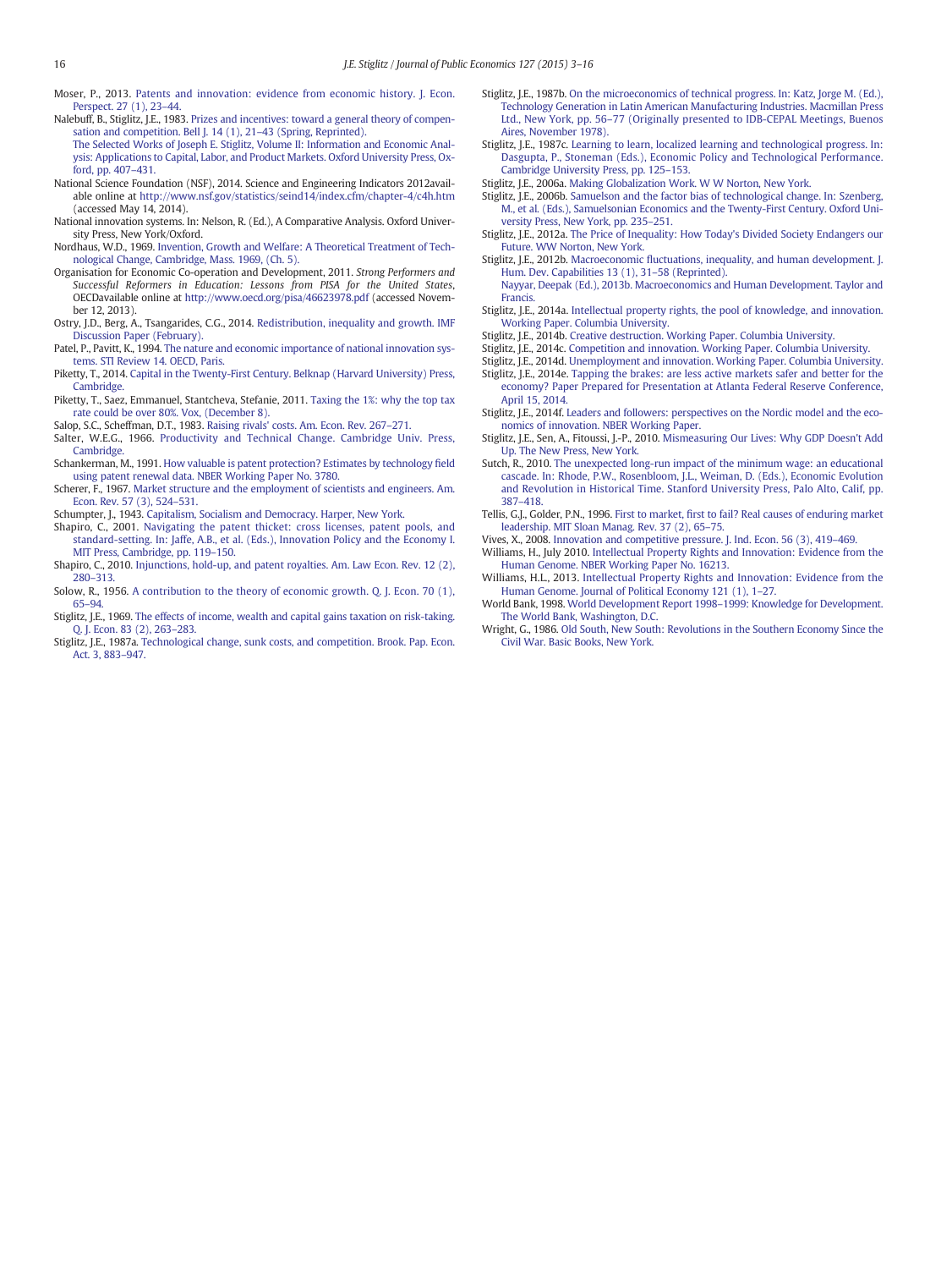Moser, P., 2013. Patents and innovation: evidence from economic history. J. Econ. Perspect. 27 (1), 23–44.

Nalebuff, B., Stiglitz, J.E., 1983. Prizes and incentives: toward a general theory of compensation and competition. Bell J. 14 (1), 21–43 (Spring, Reprinted). The Selected Works of Joseph E. Stiglitz, Volume II: Information and Economic Analysis: Applications to Capital, Labor, and Product Markets. Oxford University Press, Oxford, pp. 407–431.

National Science Foundation (NSF), 2014. Science and Engineering Indicators 2012available online at http://www.nsf.gov/statistics/seind14/index.cfm/chapter-4/c4h.htm (accessed May 14, 2014).

National innovation systems. In: Nelson, R. (Ed.), A Comparative Analysis. Oxford University Press, New York/Oxford.

Nordhaus, W.D., 1969. Invention, Growth and Welfare: A Theoretical Treatment of Technological Change, Cambridge, Mass. 1969, (Ch. 5).

Organisation for Economic Co-operation and Development, 2011. *Strong Performers and Successful Reformers in Education: Lessons from PISA for the United States*, OECDavailable online at http://www.oecd.org/pisa/46623978.pdf (accessed November 12, 2013).

Ostry, J.D., Berg, A., Tsangarides, C.G., 2014. Redistribution, inequality and growth. IMF Discussion Paper (February).

Patel, P., Pavitt, K., 1994. The nature and economic importance of national innovation systems. STI Review 14. OECD, Paris.

Piketty, T., 2014. Capital in the Twenty-First Century. Belknap (Harvard University) Press, Cambridge.

Piketty, T., Saez, Emmanuel, Stantcheva, Stefanie, 2011. Taxing the 1%: why the top tax rate could be over 80%. Vox, (December 8).

Salop, S.C., Scheffman, D.T., 1983. Raising rivals' costs. Am. Econ. Rev. 267–271.

Salter, W.E.G., 1966. Productivity and Technical Change. Cambridge Univ. Press, Cambridge.

Schankerman, M., 1991. How valuable is patent protection? Estimates by technology field using patent renewal data. NBER Working Paper No. 3780.

Scherer, F., 1967. Market structure and the employment of scientists and engineers. Am. Econ. Rev. 57 (3), 524–531.

Schumpter, J., 1943. Capitalism, Socialism and Democracy. Harper, New York.

Shapiro, C., 2001. Navigating the patent thicket: cross licenses, patent pools, and standard-setting. In: Jaffe, A.B., et al. (Eds.), Innovation Policy and the Economy I. MIT Press, Cambridge, pp. 119–150.

Shapiro, C., 2010. Injunctions, hold-up, and patent royalties. Am. Law Econ. Rev. 12 (2), 280–313.

Solow, R., 1956. A contribution to the theory of economic growth. Q. J. Econ. 70 (1), 65–94.

Stiglitz, J.E., 1969. The effects of income, wealth and capital gains taxation on risk-taking. Q. J. Econ. 83 (2), 263–283.

Stiglitz, J.E., 1987a. Technological change, sunk costs, and competition. Brook. Pap. Econ. Act. 3, 883–947.

Stiglitz, J.E., 1987b. On the microeconomics of technical progress. In: Katz, Jorge M. (Ed.), Technology Generation in Latin American Manufacturing Industries. Macmillan Press Ltd., New York, pp. 56–77 (Originally presented to IDB-CEPAL Meetings, Buenos Aires, November 1978).

Stiglitz, J.E., 1987c. Learning to learn, localized learning and technological progress. In: Dasgupta, P., Stoneman (Eds.), Economic Policy and Technological Performance. Cambridge University Press, pp. 125–153.

Stiglitz, J.E., 2006a. Making Globalization Work. W W Norton, New York.

Stiglitz, J.E., 2006b. Samuelson and the factor bias of technological change. In: Szenberg, M., et al. (Eds.), Samuelsonian Economics and the Twenty-First Century. Oxford University Press, New York, pp. 235–251.

Stiglitz, J.E., 2012a. The Price of Inequality: How Today's Divided Society Endangers our Future. WW Norton, New York.

Stiglitz, J.E., 2012b. Macroeconomic fluctuations, inequality, and human development. J. Hum. Dev. Capabilities 13 (1), 31–58 (Reprinted). Nayyar, Deepak (Ed.), 2013b. Macroeconomics and Human Development. Taylor and Francis.

Stiglitz, J.E., 2014a. Intellectual property rights, the pool of knowledge, and innovation. Working Paper. Columbia University.

Stiglitz, J.E., 2014b. Creative destruction. Working Paper. Columbia University.

Stiglitz, J.E., 2014c. Competition and innovation. Working Paper. Columbia University.

Stiglitz, J.E., 2014d. Unemployment and innovation. Working Paper. Columbia University.

Stiglitz, J.E., 2014e. Tapping the brakes: are less active markets safer and better for the economy? Paper Prepared for Presentation at Atlanta Federal Reserve Conference, April 15, 2014.

Stiglitz, J.E., 2014f. Leaders and followers: perspectives on the Nordic model and the economics of innovation. NBER Working Paper.

Stiglitz, J.E., Sen, A., Fitoussi, J.-P., 2010. Mismeasuring Our Lives: Why GDP Doesn't Add Up. The New Press, New York.

Sutch, R., 2010. The unexpected long-run impact of the minimum wage: an educational cascade. In: Rhode, P.W., Rosenbloom, J.L., Weiman, D. (Eds.), Economic Evolution and Revolution in Historical Time. Stanford University Press, Palo Alto, Calif, pp. 387–418.

Tellis, G.J., Golder, P.N., 1996. First to market, first to fail? Real causes of enduring market leadership. MIT Sloan Manag. Rev. 37 (2), 65–75.

Vives, X., 2008. Innovation and competitive pressure. J. Ind. Econ. 56 (3), 419–469.

Williams, H., July 2010. Intellectual Property Rights and Innovation: Evidence from the Human Genome. NBER Working Paper No. 16213.

Williams, H.L., 2013. Intellectual Property Rights and Innovation: Evidence from the Human Genome. Journal of Political Economy 121 (1), 1–27.

World Bank, 1998. World Development Report 1998–1999: Knowledge for Development. The World Bank, Washington, D.C.

Wright, G., 1986. Old South, New South: Revolutions in the Southern Economy Since the Civil War. Basic Books, New York.